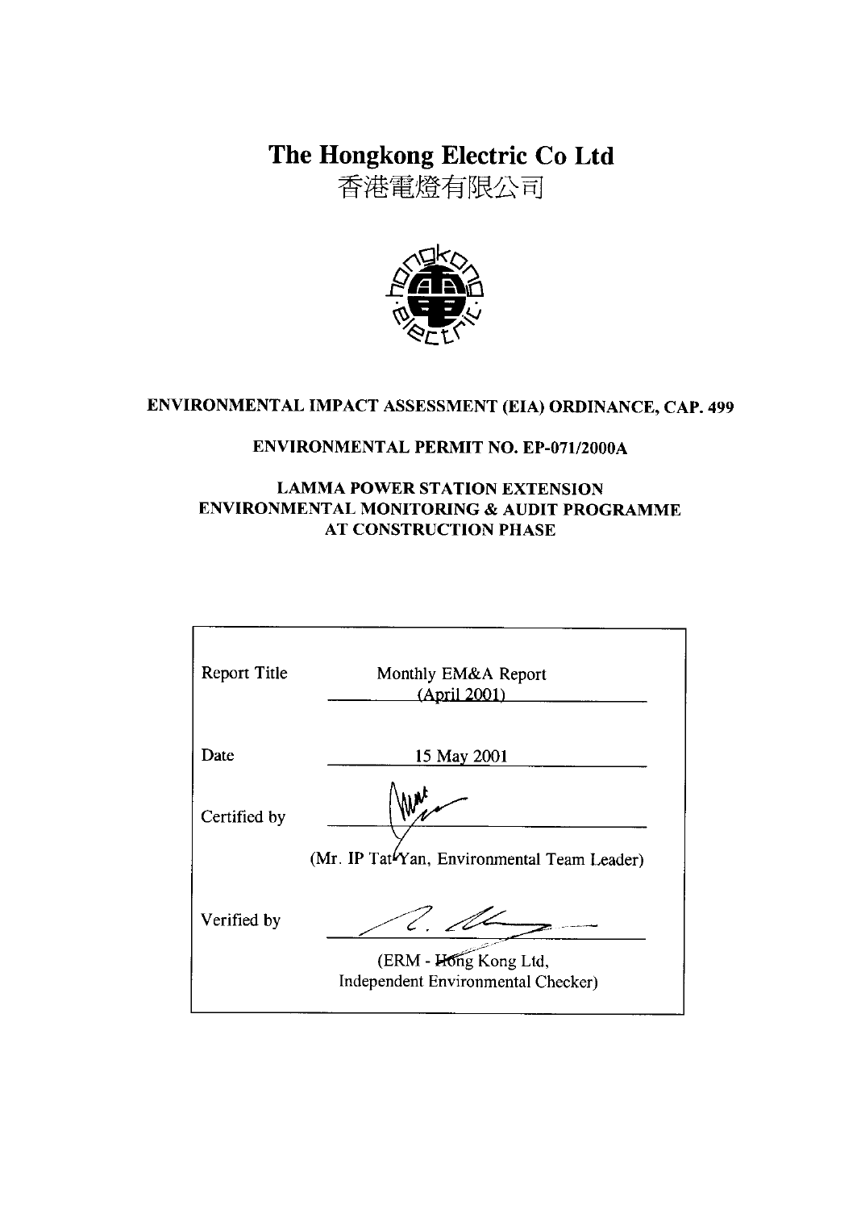# The Hongkong Electric Co Ltd

香港電燈有限公司

**ENVIRONMENTAL IMPACT ASSESSMENT (EIA) ORDINANCE, CAP. 499**

**ENVIRONMENTAL PERMIT NO. EP-071/2000A**

**LAMMA POWER STATION EXTENSION**
**ENVIRONMENTAL MONITORING & AUDIT PROGRAMME**
**AT CONSTRUCTION PHASE**

| | |
|---|---|
| Report Title | Monthly EM&A Report (April 2001) |
| Date | 15 May 2001 |
| Certified by | (Mr. IP Tat Yan, Environmental Team Leader) |
| Verified by | (ERM - Hong Kong Ltd, Independent Environmental Checker) |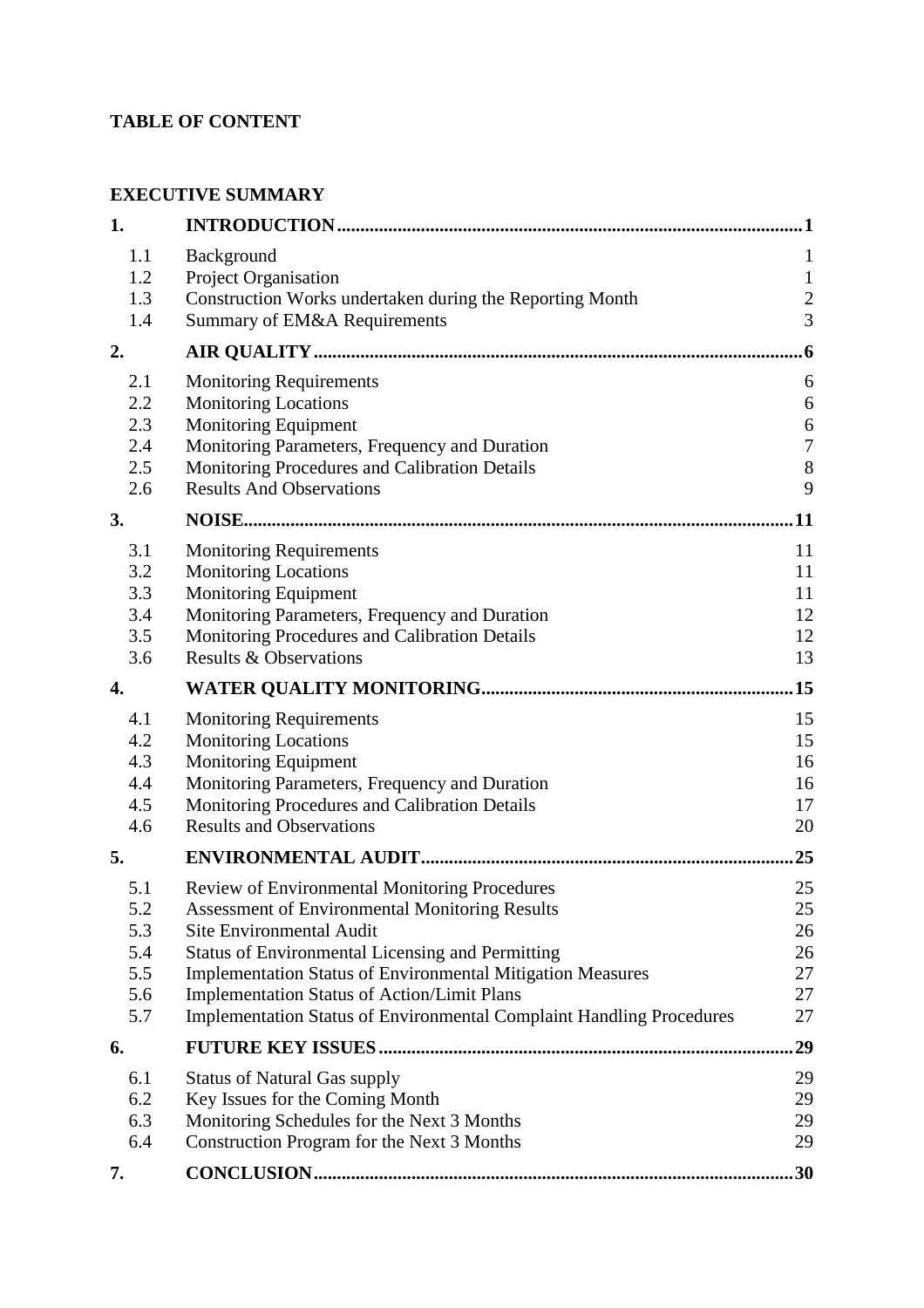**TABLE OF CONTENT**

**EXECUTIVE SUMMARY**

| | | |
|---|---|---|
| **1.** | **INTRODUCTION** | **1** |
| 1.1 | Background | 1 |
| 1.2 | Project Organisation | 1 |
| 1.3 | Construction Works undertaken during the Reporting Month | 2 |
| 1.4 | Summary of EM&A Requirements | 3 |
| **2.** | **AIR QUALITY** | **6** |
| 2.1 | Monitoring Requirements | 6 |
| 2.2 | Monitoring Locations | 6 |
| 2.3 | Monitoring Equipment | 6 |
| 2.4 | Monitoring Parameters, Frequency and Duration | 7 |
| 2.5 | Monitoring Procedures and Calibration Details | 8 |
| 2.6 | Results And Observations | 9 |
| **3.** | **NOISE** | **11** |
| 3.1 | Monitoring Requirements | 11 |
| 3.2 | Monitoring Locations | 11 |
| 3.3 | Monitoring Equipment | 11 |
| 3.4 | Monitoring Parameters, Frequency and Duration | 12 |
| 3.5 | Monitoring Procedures and Calibration Details | 12 |
| 3.6 | Results & Observations | 13 |
| **4.** | **WATER QUALITY MONITORING** | **15** |
| 4.1 | Monitoring Requirements | 15 |
| 4.2 | Monitoring Locations | 15 |
| 4.3 | Monitoring Equipment | 16 |
| 4.4 | Monitoring Parameters, Frequency and Duration | 16 |
| 4.5 | Monitoring Procedures and Calibration Details | 17 |
| 4.6 | Results and Observations | 20 |
| **5.** | **ENVIRONMENTAL AUDIT** | **25** |
| 5.1 | Review of Environmental Monitoring Procedures | 25 |
| 5.2 | Assessment of Environmental Monitoring Results | 25 |
| 5.3 | Site Environmental Audit | 26 |
| 5.4 | Status of Environmental Licensing and Permitting | 26 |
| 5.5 | Implementation Status of Environmental Mitigation Measures | 27 |
| 5.6 | Implementation Status of Action/Limit Plans | 27 |
| 5.7 | Implementation Status of Environmental Complaint Handling Procedures | 27 |
| **6.** | **FUTURE KEY ISSUES** | **29** |
| 6.1 | Status of Natural Gas supply | 29 |
| 6.2 | Key Issues for the Coming Month | 29 |
| 6.3 | Monitoring Schedules for the Next 3 Months | 29 |
| 6.4 | Construction Program for the Next 3 Months | 29 |
| **7.** | **CONCLUSION** | **30** |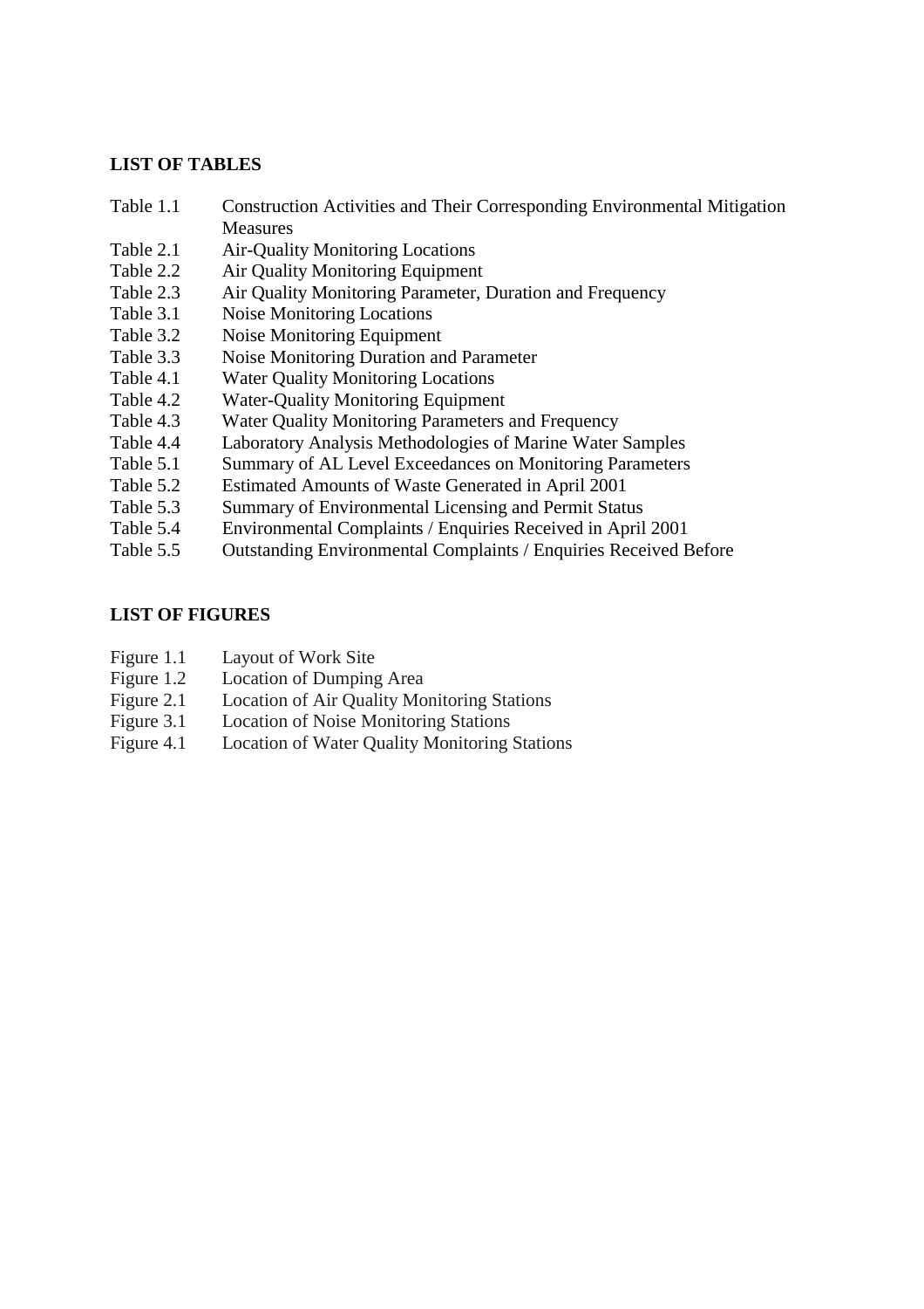## LIST OF TABLES

| | |
|---|---|
| Table 1.1 | Construction Activities and Their Corresponding Environmental Mitigation Measures |
| Table 2.1 | Air-Quality Monitoring Locations |
| Table 2.2 | Air Quality Monitoring Equipment |
| Table 2.3 | Air Quality Monitoring Parameter, Duration and Frequency |
| Table 3.1 | Noise Monitoring Locations |
| Table 3.2 | Noise Monitoring Equipment |
| Table 3.3 | Noise Monitoring Duration and Parameter |
| Table 4.1 | Water Quality Monitoring Locations |
| Table 4.2 | Water-Quality Monitoring Equipment |
| Table 4.3 | Water Quality Monitoring Parameters and Frequency |
| Table 4.4 | Laboratory Analysis Methodologies of Marine Water Samples |
| Table 5.1 | Summary of AL Level Exceedances on Monitoring Parameters |
| Table 5.2 | Estimated Amounts of Waste Generated in April 2001 |
| Table 5.3 | Summary of Environmental Licensing and Permit Status |
| Table 5.4 | Environmental Complaints / Enquiries Received in April 2001 |
| Table 5.5 | Outstanding Environmental Complaints / Enquiries Received Before |

## LIST OF FIGURES

| | |
|---|---|
| Figure 1.1 | Layout of Work Site |
| Figure 1.2 | Location of Dumping Area |
| Figure 2.1 | Location of Air Quality Monitoring Stations |
| Figure 3.1 | Location of Noise Monitoring Stations |
| Figure 4.1 | Location of Water Quality Monitoring Stations |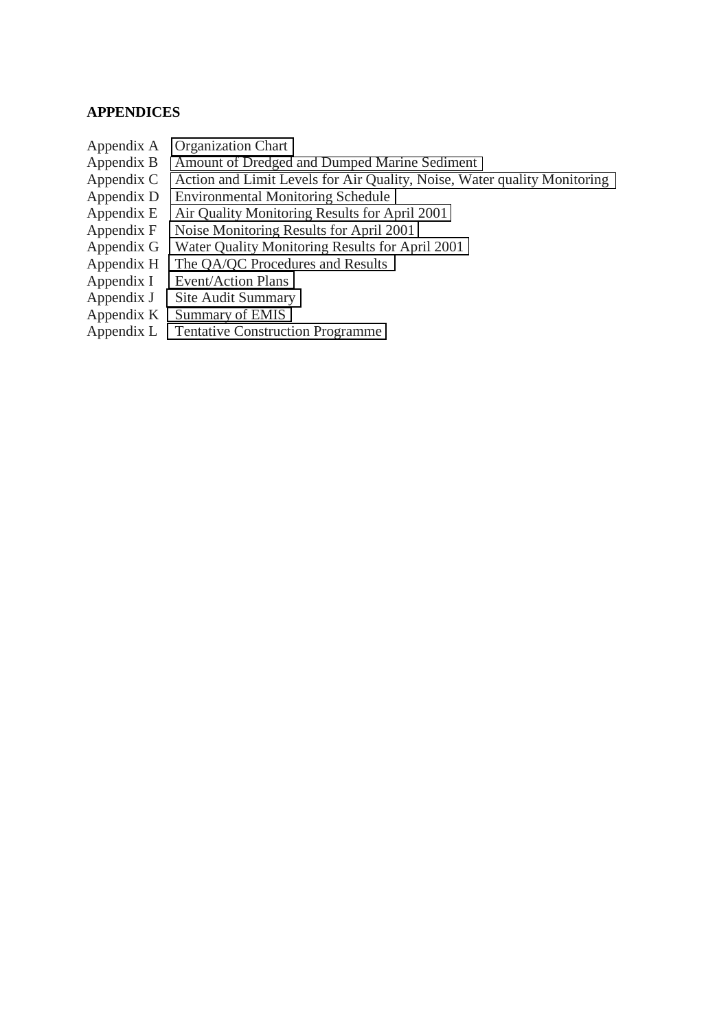## APPENDICES

Appendix A  Organization Chart
Appendix B  Amount of Dredged and Dumped Marine Sediment
Appendix C  Action and Limit Levels for Air Quality, Noise, Water quality Monitoring
Appendix D  Environmental Monitoring Schedule
Appendix E  Air Quality Monitoring Results for April 2001
Appendix F  Noise Monitoring Results for April 2001
Appendix G  Water Quality Monitoring Results for April 2001
Appendix H  The QA/QC Procedures and Results
Appendix I  Event/Action Plans
Appendix J  Site Audit Summary
Appendix K  Summary of EMIS
Appendix L  Tentative Construction Programme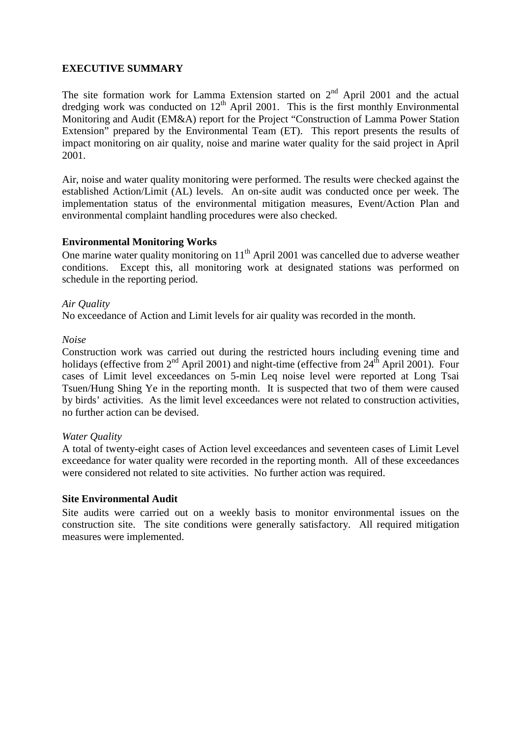## EXECUTIVE SUMMARY

The site formation work for Lamma Extension started on 2nd April 2001 and the actual dredging work was conducted on 12th April 2001. This is the first monthly Environmental Monitoring and Audit (EM&A) report for the Project "Construction of Lamma Power Station Extension" prepared by the Environmental Team (ET). This report presents the results of impact monitoring on air quality, noise and marine water quality for the said project in April 2001.

Air, noise and water quality monitoring were performed. The results were checked against the established Action/Limit (AL) levels. An on-site audit was conducted once per week. The implementation status of the environmental mitigation measures, Event/Action Plan and environmental complaint handling procedures were also checked.

### Environmental Monitoring Works

One marine water quality monitoring on 11th April 2001 was cancelled due to adverse weather conditions. Except this, all monitoring work at designated stations was performed on schedule in the reporting period.

*Air Quality*

No exceedance of Action and Limit levels for air quality was recorded in the month.

*Noise*

Construction work was carried out during the restricted hours including evening time and holidays (effective from 2nd April 2001) and night-time (effective from 24th April 2001). Four cases of Limit level exceedances on 5-min Leq noise level were reported at Long Tsai Tsuen/Hung Shing Ye in the reporting month. It is suspected that two of them were caused by birds' activities. As the limit level exceedances were not related to construction activities, no further action can be devised.

*Water Quality*

A total of twenty-eight cases of Action level exceedances and seventeen cases of Limit Level exceedance for water quality were recorded in the reporting month. All of these exceedances were considered not related to site activities. No further action was required.

### Site Environmental Audit

Site audits were carried out on a weekly basis to monitor environmental issues on the construction site. The site conditions were generally satisfactory. All required mitigation measures were implemented.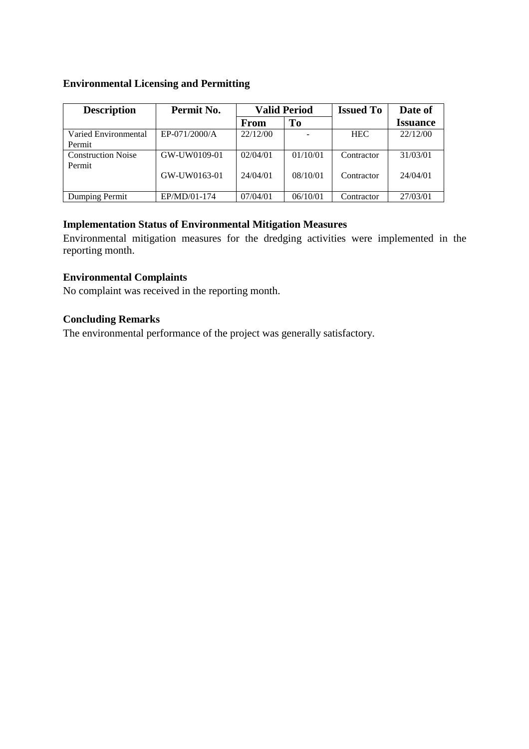**Environmental Licensing and Permitting**

| Description | Permit No. | Valid Period | | Issued To | Date of |
|---|---|---|---|---|---|
| | | From | To | | Issuance |
| Varied Environmental Permit | EP-071/2000/A | 22/12/00 | - | HEC | 22/12/00 |
| Construction Noise Permit | GW-UW0109-01 | 02/04/01 | 01/10/01 | Contractor | 31/03/01 |
| | GW-UW0163-01 | 24/04/01 | 08/10/01 | Contractor | 24/04/01 |
| Dumping Permit | EP/MD/01-174 | 07/04/01 | 06/10/01 | Contractor | 27/03/01 |

**Implementation Status of Environmental Mitigation Measures**

Environmental mitigation measures for the dredging activities were implemented in the reporting month.

**Environmental Complaints**

No complaint was received in the reporting month.

**Concluding Remarks**

The environmental performance of the project was generally satisfactory.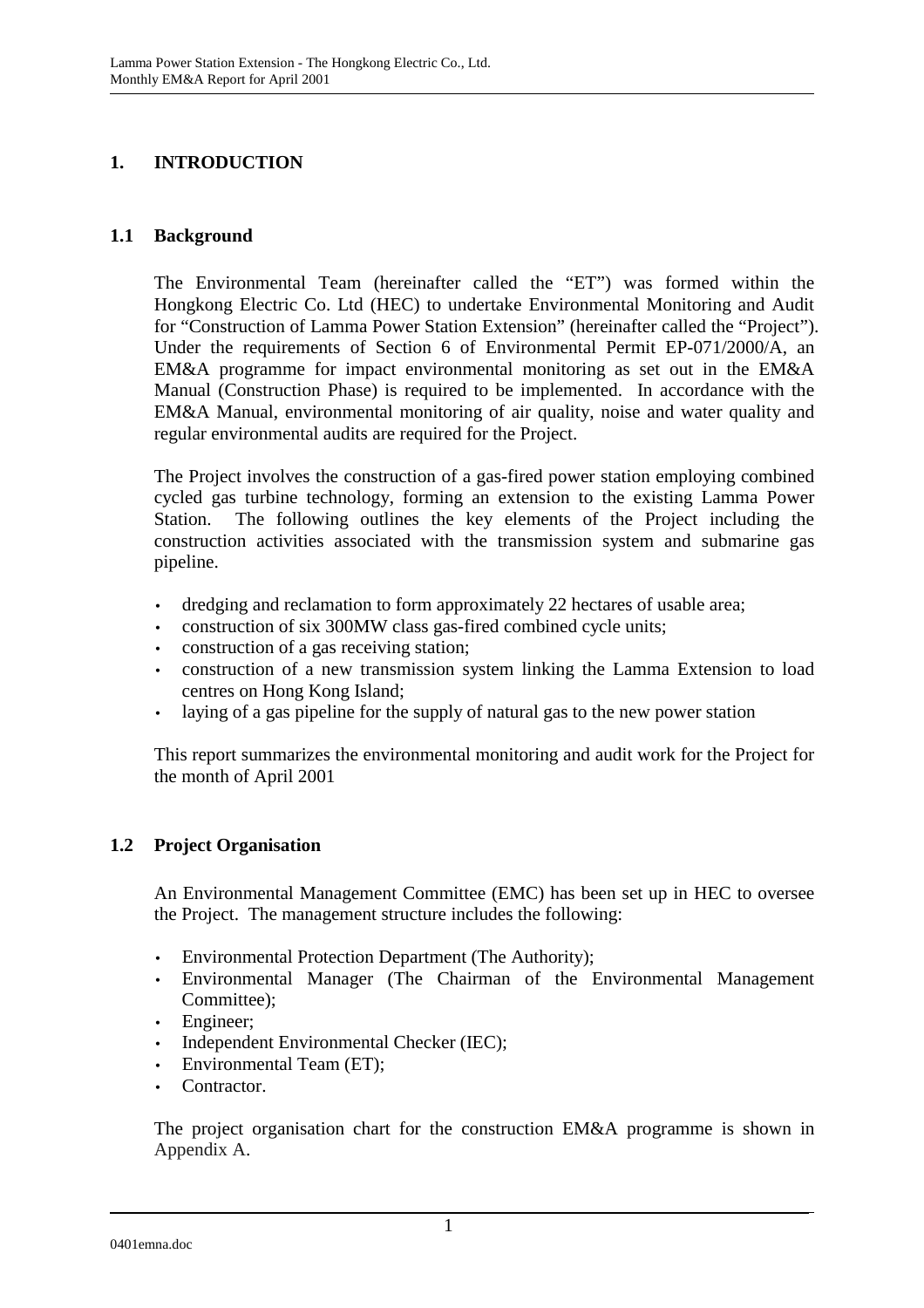# 1. INTRODUCTION

## 1.1 Background

The Environmental Team (hereinafter called the "ET") was formed within the Hongkong Electric Co. Ltd (HEC) to undertake Environmental Monitoring and Audit for "Construction of Lamma Power Station Extension" (hereinafter called the "Project"). Under the requirements of Section 6 of Environmental Permit EP-071/2000/A, an EM&A programme for impact environmental monitoring as set out in the EM&A Manual (Construction Phase) is required to be implemented. In accordance with the EM&A Manual, environmental monitoring of air quality, noise and water quality and regular environmental audits are required for the Project.

The Project involves the construction of a gas-fired power station employing combined cycled gas turbine technology, forming an extension to the existing Lamma Power Station. The following outlines the key elements of the Project including the construction activities associated with the transmission system and submarine gas pipeline.

- dredging and reclamation to form approximately 22 hectares of usable area;
- construction of six 300MW class gas-fired combined cycle units;
- construction of a gas receiving station;
- construction of a new transmission system linking the Lamma Extension to load centres on Hong Kong Island;
- laying of a gas pipeline for the supply of natural gas to the new power station

This report summarizes the environmental monitoring and audit work for the Project for the month of April 2001

## 1.2 Project Organisation

An Environmental Management Committee (EMC) has been set up in HEC to oversee the Project. The management structure includes the following:

- Environmental Protection Department (The Authority);
- Environmental Manager (The Chairman of the Environmental Management Committee);
- Engineer;
- Independent Environmental Checker (IEC);
- Environmental Team (ET);
- Contractor.

The project organisation chart for the construction EM&A programme is shown in Appendix A.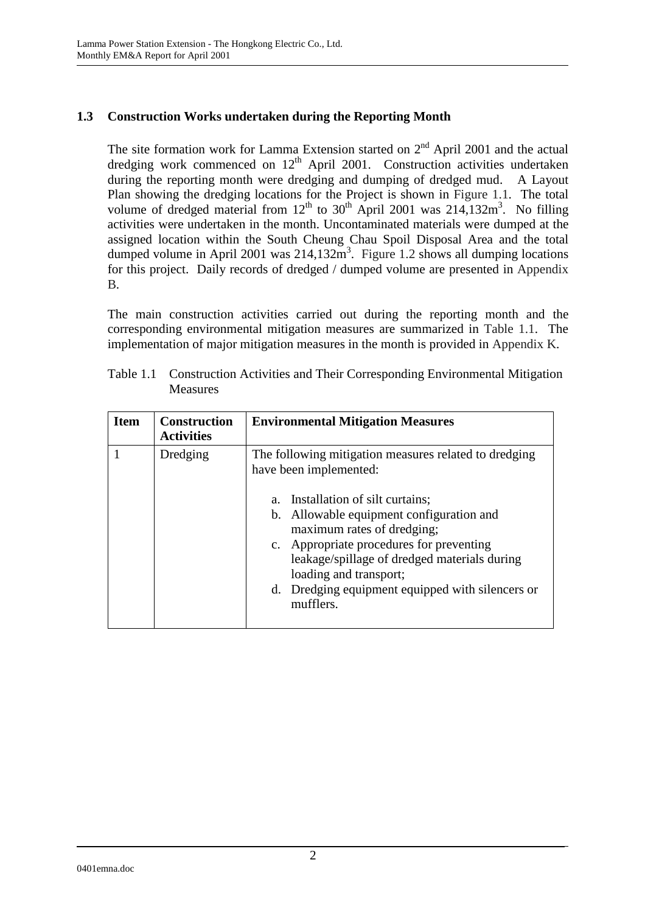### 1.3 Construction Works undertaken during the Reporting Month

The site formation work for Lamma Extension started on 2nd April 2001 and the actual dredging work commenced on 12th April 2001. Construction activities undertaken during the reporting month were dredging and dumping of dredged mud. A Layout Plan showing the dredging locations for the Project is shown in Figure 1.1. The total volume of dredged material from 12th to 30th April 2001 was 214,132m$^3$. No filling activities were undertaken in the month. Uncontaminated materials were dumped at the assigned location within the South Cheung Chau Spoil Disposal Area and the total dumped volume in April 2001 was 214,132m$^3$. Figure 1.2 shows all dumping locations for this project. Daily records of dredged / dumped volume are presented in Appendix B.

The main construction activities carried out during the reporting month and the corresponding environmental mitigation measures are summarized in Table 1.1. The implementation of major mitigation measures in the month is provided in Appendix K.

Table 1.1 Construction Activities and Their Corresponding Environmental Mitigation Measures

| Item | Construction Activities | Environmental Mitigation Measures |
|---|---|---|
| 1 | Dredging | The following mitigation measures related to dredging have been implemented:<br><br>a. Installation of silt curtains;<br>b. Allowable equipment configuration and maximum rates of dredging;<br>c. Appropriate procedures for preventing leakage/spillage of dredged materials during loading and transport;<br>d. Dredging equipment equipped with silencers or mufflers. |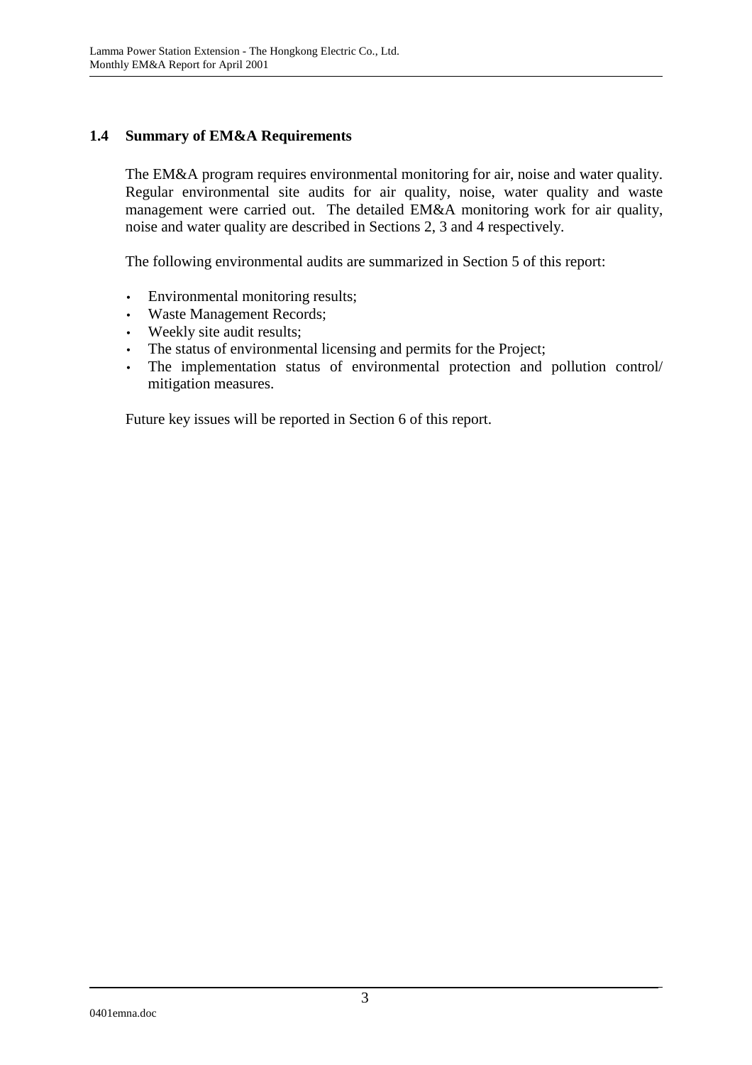### 1.4 Summary of EM&A Requirements

The EM&A program requires environmental monitoring for air, noise and water quality. Regular environmental site audits for air quality, noise, water quality and waste management were carried out. The detailed EM&A monitoring work for air quality, noise and water quality are described in Sections 2, 3 and 4 respectively.

The following environmental audits are summarized in Section 5 of this report:

- Environmental monitoring results;
- Waste Management Records;
- Weekly site audit results;
- The status of environmental licensing and permits for the Project;
- The implementation status of environmental protection and pollution control/ mitigation measures.

Future key issues will be reported in Section 6 of this report.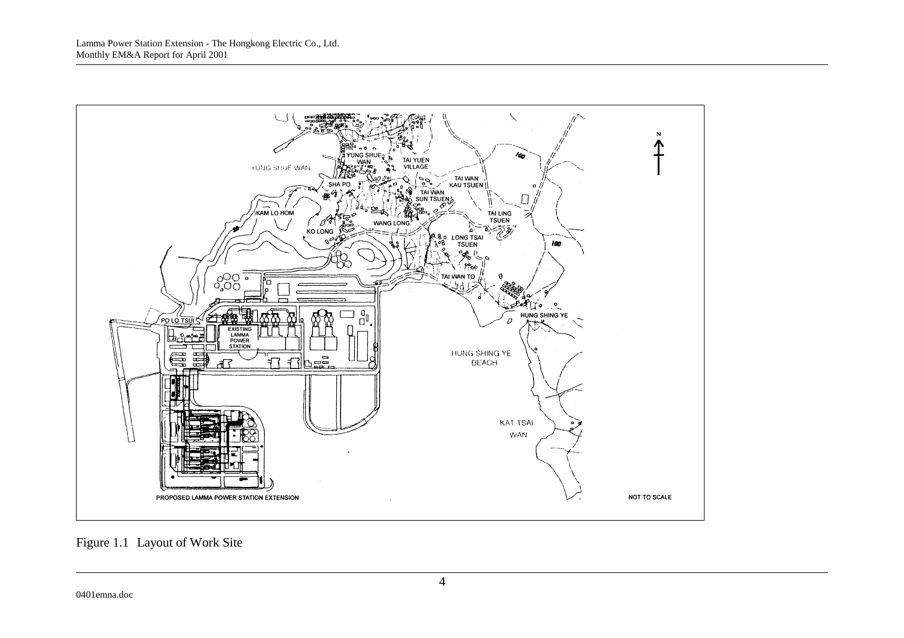Figure 1.1 Layout of Work Site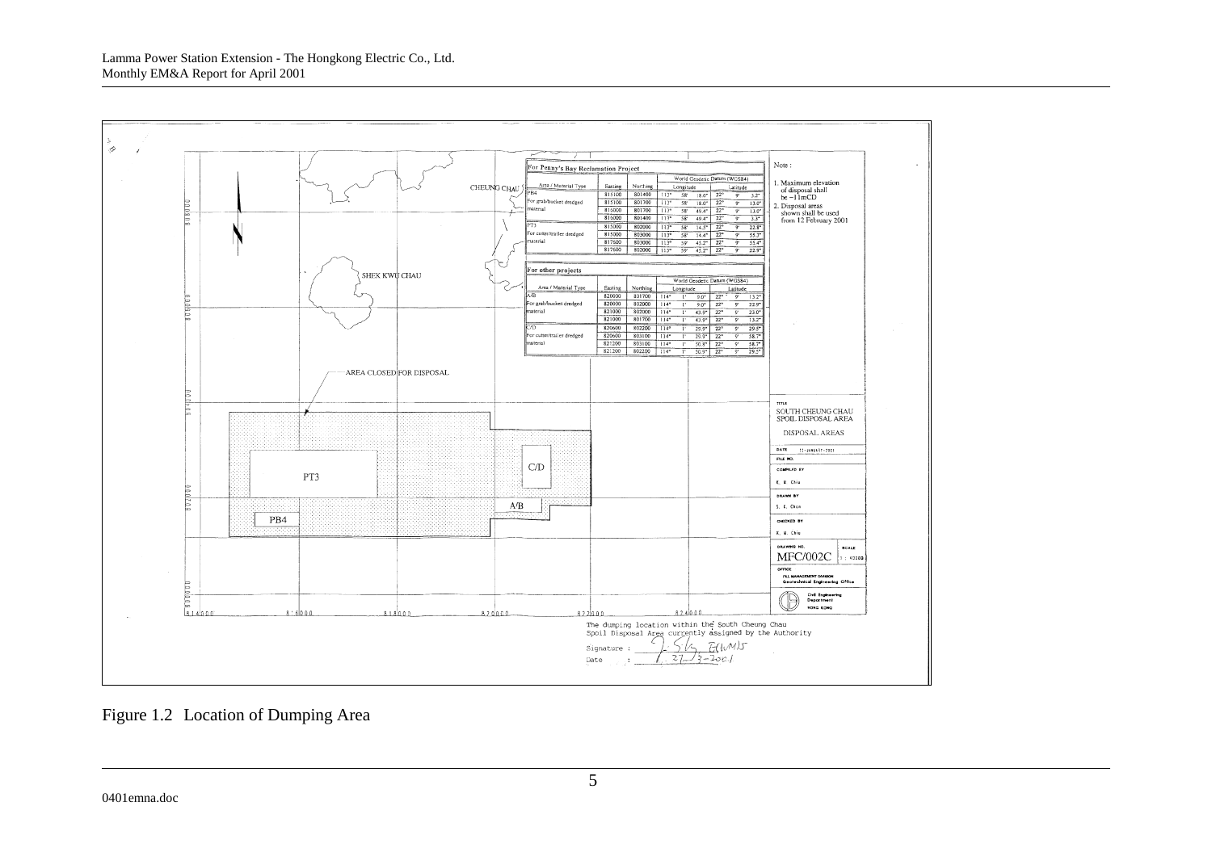For Penny's Bay Reclamation Project

| Area / Material Type | Easting | Northing | World Geodetic Datum (WGS84) Longitude | | | Latitude | | |
|---|---|---|---|---|---|---|---|---|
| PB4 | 815100 | 801400 | 113° | 58' | 18.0" | 22° | 9' | 3.2" |
| For grab/bucket dredged | 815100 | 801700 | 113° | 58' | 18.0" | 22° | 9' | 13.0" |
| material | 816000 | 801700 | 113° | 58' | 49.4" | 22° | 9' | 13.0" |
| | 816000 | 801400 | 113° | 58' | 49.4" | 22° | 9' | 3.3" |
| PT3 | 815000 | 802000 | 113° | 58' | 14.5" | 22° | 9' | 22.8" |
| For cutter/trailer dredged | 815000 | 803000 | 113° | 58' | 14.4" | 22° | 9' | 55.3" |
| material | 817600 | 803000 | 113° | 59' | 45.2" | 22° | 9' | 55.4" |
| | 817600 | 802000 | 113° | 59' | 45.2" | 22° | 9' | 22.9" |

For other projects

| Area / Material Type | Easting | Northing | World Geodetic Datum (WGS84) Longitude | | | Latitude | | |
|---|---|---|---|---|---|---|---|---|
| A/B | 820000 | 801700 | 114° | 1' | 0.0" | 22° | 9' | 13.2" |
| For grab/bucket dredged | 820000 | 802000 | 114° | 1' | 0.0" | 22° | 9' | 22.9" |
| material | 821000 | 802000 | 114° | 1' | 43.9" | 22° | 9' | 23.0" |
| | 821000 | 801700 | 114° | 1' | 43.9" | 22° | 9' | 13.2" |
| C/D | 820600 | 802200 | 114° | 1' | 25.9" | 22° | 9' | 29.5" |
| For cutter/trailer dredged | 820600 | 803100 | 114° | 1' | 25.9" | 22° | 9' | 58.7" |
| material | 821200 | 803100 | 114° | 1' | 50.8" | 22° | 9' | 58.7" |
| | 821200 | 802200 | 114° | 1' | 50.9" | 22° | 9' | 29.5" |

Note:

1. Maximum elevation of disposal shall be −11mCD
2. Disposal areas shown shall be used from 12 February 2001

CHEUNG CHAU

SHEK KWU CHAU

AREA CLOSED FOR DISPOSAL

PT3

C/D

A/B

PB4

TITLE: SOUTH CHEUNG CHAU SPOIL DISPOSAL AREA

DISPOSAL AREAS

DATE: 11-JANUARY-2001

FILE NO.

COMPILED BY: K. M. Chiu

DRAWN BY: S. K. Chan

CHECKED BY: K. M. Chiu

DRAWING NO.: MFC/002C

SCALE: 1 : 40000

OFFICE: FILL MANAGEMENT DIVISION Geotechnical Engineering Office

Civil Engineering Department HONG KONG

The dumping location within the South Cheung Chau Spoil Disposal Area currently assigned by the Authority

Signature : 

Date : 27/3-2001

Figure 1.2 Location of Dumping Area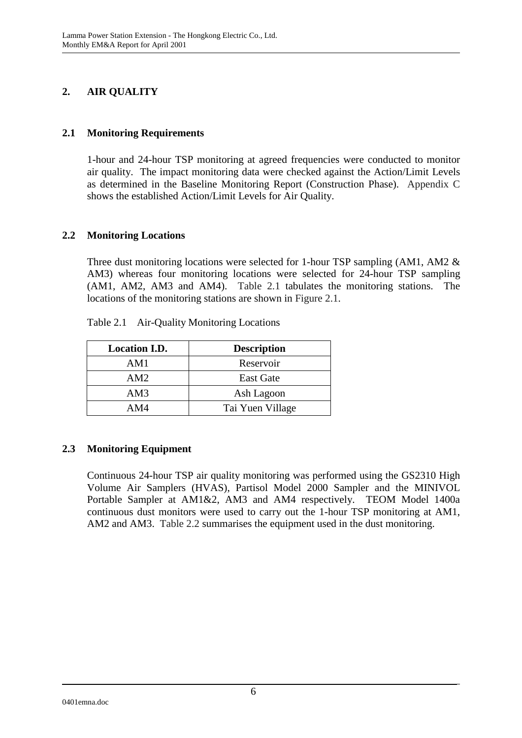## 2. AIR QUALITY

### 2.1 Monitoring Requirements

1-hour and 24-hour TSP monitoring at agreed frequencies were conducted to monitor air quality. The impact monitoring data were checked against the Action/Limit Levels as determined in the Baseline Monitoring Report (Construction Phase). Appendix C shows the established Action/Limit Levels for Air Quality.

### 2.2 Monitoring Locations

Three dust monitoring locations were selected for 1-hour TSP sampling (AM1, AM2 & AM3) whereas four monitoring locations were selected for 24-hour TSP sampling (AM1, AM2, AM3 and AM4). Table 2.1 tabulates the monitoring stations. The locations of the monitoring stations are shown in Figure 2.1.

Table 2.1 Air-Quality Monitoring Locations

| Location I.D. | Description |
|---|---|
| AM1 | Reservoir |
| AM2 | East Gate |
| AM3 | Ash Lagoon |
| AM4 | Tai Yuen Village |

### 2.3 Monitoring Equipment

Continuous 24-hour TSP air quality monitoring was performed using the GS2310 High Volume Air Samplers (HVAS), Partisol Model 2000 Sampler and the MINIVOL Portable Sampler at AM1&2, AM3 and AM4 respectively. TEOM Model 1400a continuous dust monitors were used to carry out the 1-hour TSP monitoring at AM1, AM2 and AM3. Table 2.2 summarises the equipment used in the dust monitoring.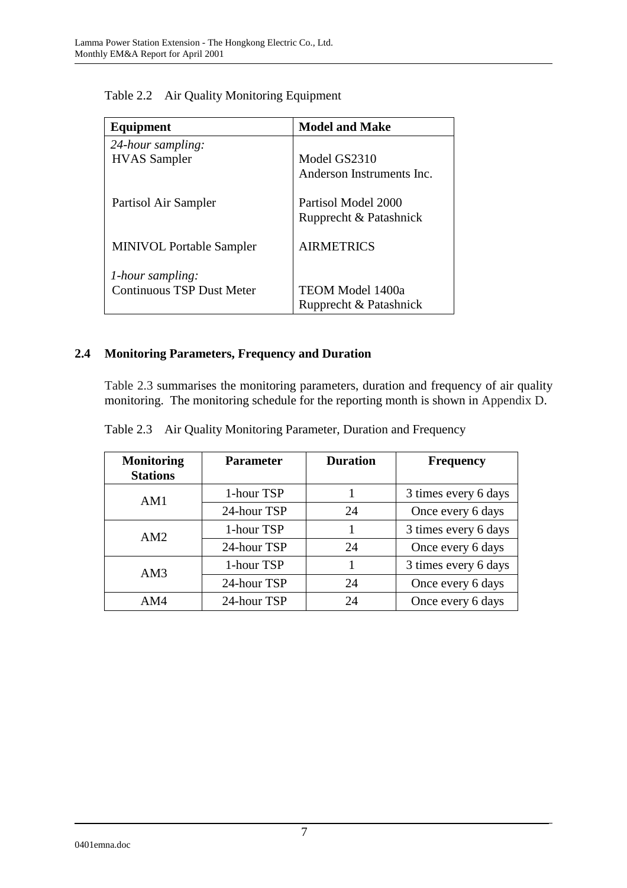Table 2.2 Air Quality Monitoring Equipment

| Equipment | Model and Make |
|---|---|
| *24-hour sampling:* | |
| HVAS Sampler | Model GS2310<br>Anderson Instruments Inc. |
| Partisol Air Sampler | Partisol Model 2000<br>Rupprecht & Patashnick |
| MINIVOL Portable Sampler | AIRMETRICS |
| *1-hour sampling:* | |
| Continuous TSP Dust Meter | TEOM Model 1400a<br>Rupprecht & Patashnick |

## 2.4 Monitoring Parameters, Frequency and Duration

Table 2.3 summarises the monitoring parameters, duration and frequency of air quality monitoring. The monitoring schedule for the reporting month is shown in Appendix D.

Table 2.3 Air Quality Monitoring Parameter, Duration and Frequency

| Monitoring Stations | Parameter | Duration | Frequency |
|---|---|---|---|
| AM1 | 1-hour TSP | 1 | 3 times every 6 days |
| | 24-hour TSP | 24 | Once every 6 days |
| AM2 | 1-hour TSP | 1 | 3 times every 6 days |
| | 24-hour TSP | 24 | Once every 6 days |
| AM3 | 1-hour TSP | 1 | 3 times every 6 days |
| | 24-hour TSP | 24 | Once every 6 days |
| AM4 | 24-hour TSP | 24 | Once every 6 days |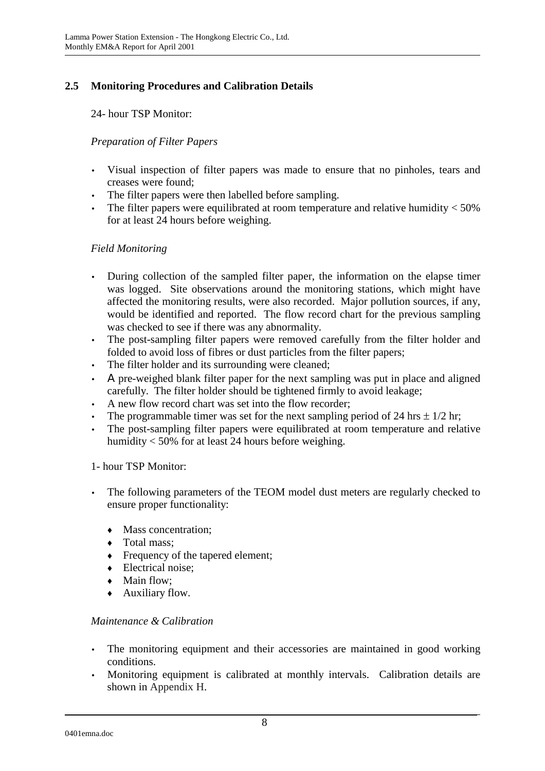## 2.5 Monitoring Procedures and Calibration Details

24- hour TSP Monitor:

*Preparation of Filter Papers*

- Visual inspection of filter papers was made to ensure that no pinholes, tears and creases were found;
- The filter papers were then labelled before sampling.
- The filter papers were equilibrated at room temperature and relative humidity < 50% for at least 24 hours before weighing.

*Field Monitoring*

- During collection of the sampled filter paper, the information on the elapse timer was logged. Site observations around the monitoring stations, which might have affected the monitoring results, were also recorded. Major pollution sources, if any, would be identified and reported. The flow record chart for the previous sampling was checked to see if there was any abnormality.
- The post-sampling filter papers were removed carefully from the filter holder and folded to avoid loss of fibres or dust particles from the filter papers;
- The filter holder and its surrounding were cleaned;
- A pre-weighed blank filter paper for the next sampling was put in place and aligned carefully. The filter holder should be tightened firmly to avoid leakage;
- A new flow record chart was set into the flow recorder;
- The programmable timer was set for the next sampling period of 24 hrs ± 1/2 hr;
- The post-sampling filter papers were equilibrated at room temperature and relative humidity < 50% for at least 24 hours before weighing.

1- hour TSP Monitor:

- The following parameters of the TEOM model dust meters are regularly checked to ensure proper functionality:
  - Mass concentration;
  - Total mass;
  - Frequency of the tapered element;
  - Electrical noise;
  - Main flow;
  - Auxiliary flow.

*Maintenance & Calibration*

- The monitoring equipment and their accessories are maintained in good working conditions.
- Monitoring equipment is calibrated at monthly intervals. Calibration details are shown in Appendix H.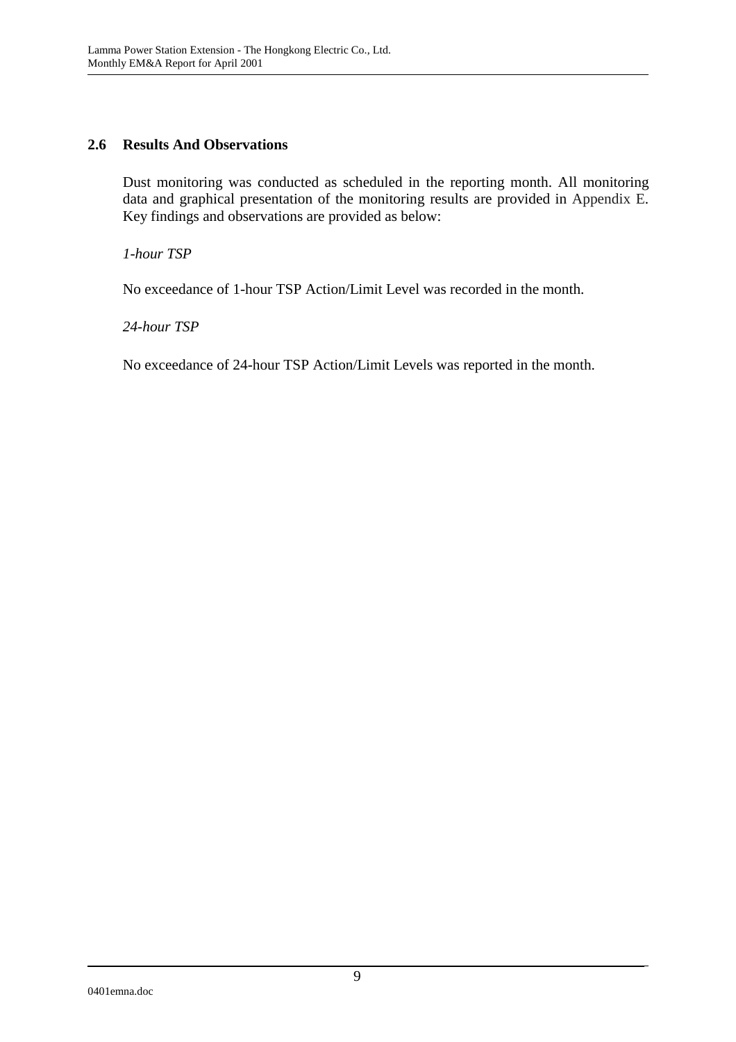## 2.6 Results And Observations

Dust monitoring was conducted as scheduled in the reporting month. All monitoring data and graphical presentation of the monitoring results are provided in Appendix E. Key findings and observations are provided as below:

*1-hour TSP*

No exceedance of 1-hour TSP Action/Limit Level was recorded in the month.

*24-hour TSP*

No exceedance of 24-hour TSP Action/Limit Levels was reported in the month.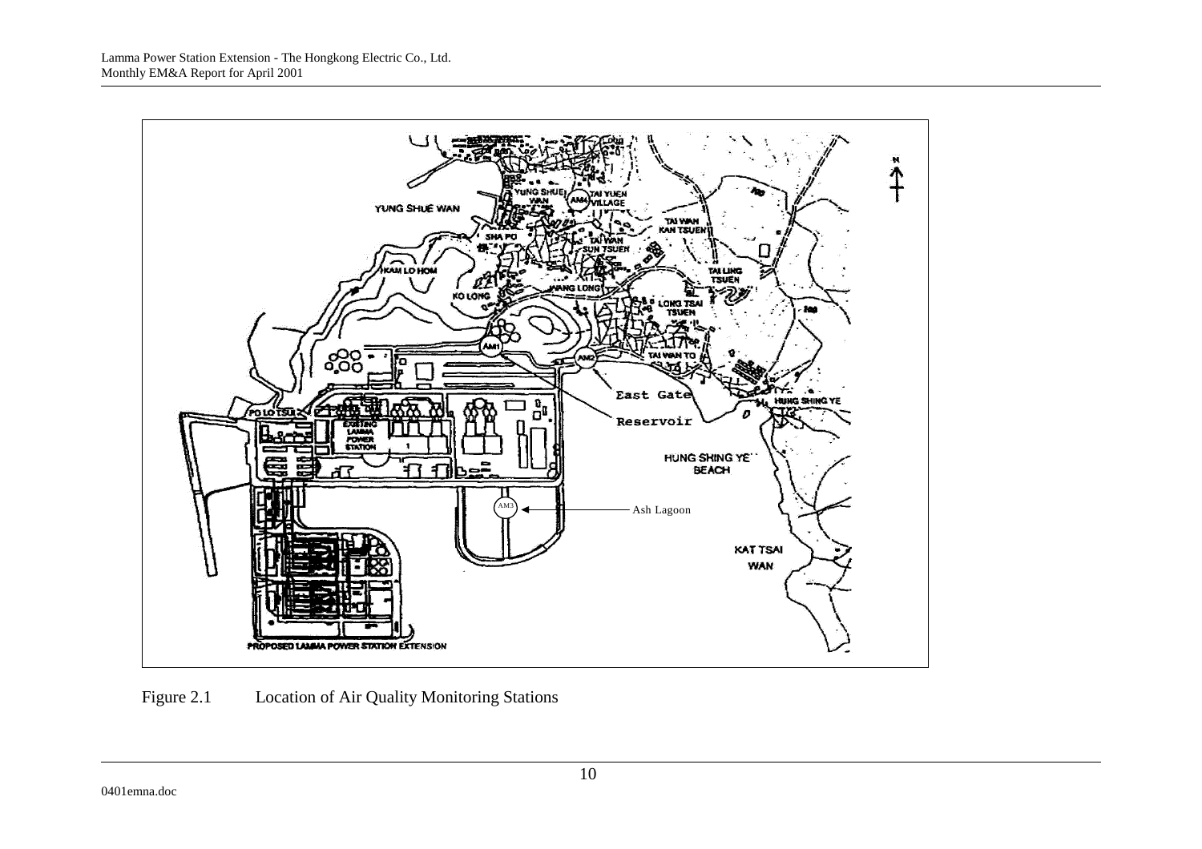Figure 2.1 Location of Air Quality Monitoring Stations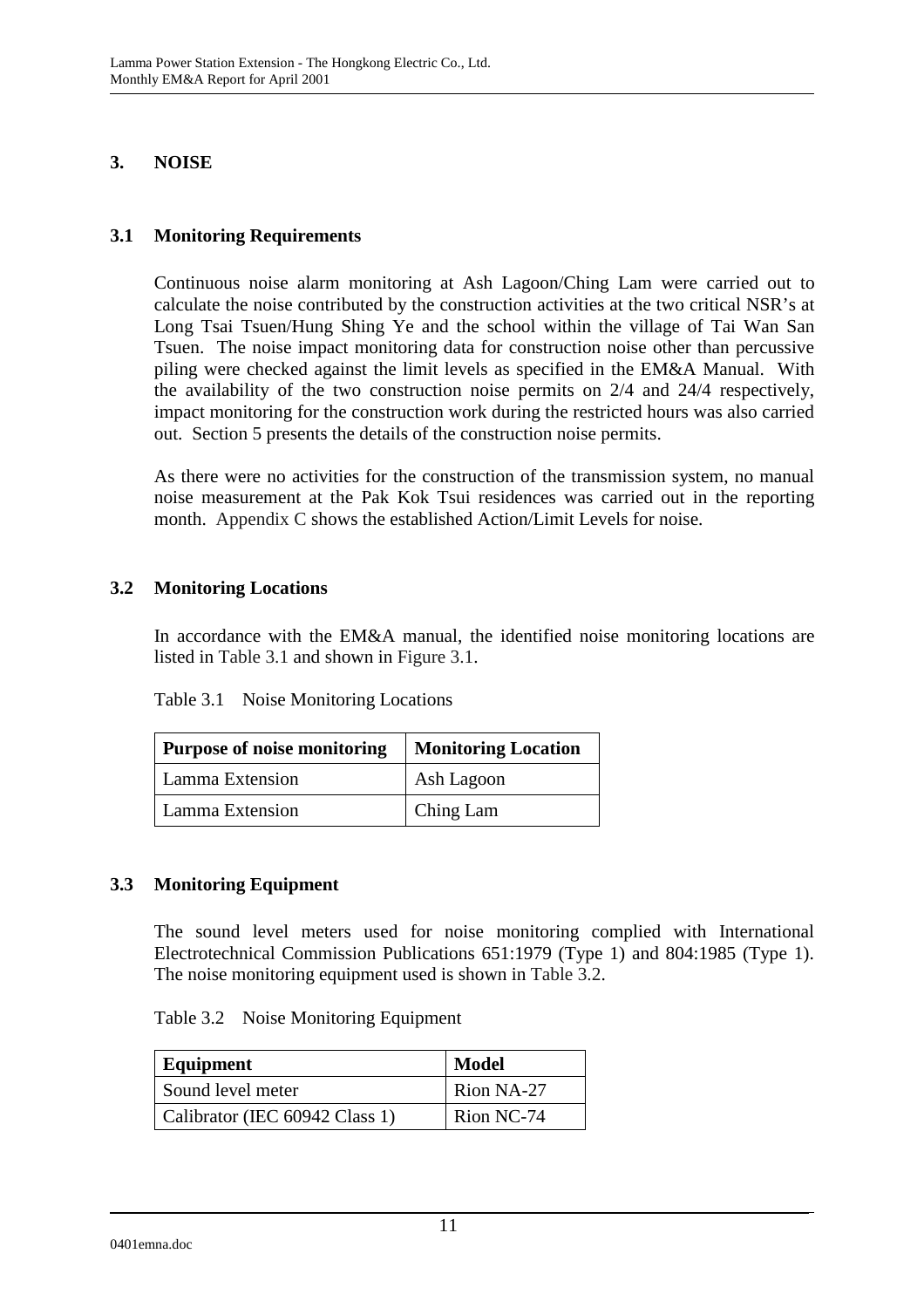## 3. NOISE

### 3.1 Monitoring Requirements

Continuous noise alarm monitoring at Ash Lagoon/Ching Lam were carried out to calculate the noise contributed by the construction activities at the two critical NSR's at Long Tsai Tsuen/Hung Shing Ye and the school within the village of Tai Wan San Tsuen. The noise impact monitoring data for construction noise other than percussive piling were checked against the limit levels as specified in the EM&A Manual. With the availability of the two construction noise permits on 2/4 and 24/4 respectively, impact monitoring for the construction work during the restricted hours was also carried out. Section 5 presents the details of the construction noise permits.

As there were no activities for the construction of the transmission system, no manual noise measurement at the Pak Kok Tsui residences was carried out in the reporting month. Appendix C shows the established Action/Limit Levels for noise.

### 3.2 Monitoring Locations

In accordance with the EM&A manual, the identified noise monitoring locations are listed in Table 3.1 and shown in Figure 3.1.

Table 3.1 Noise Monitoring Locations

| Purpose of noise monitoring | Monitoring Location |
|---|---|
| Lamma Extension | Ash Lagoon |
| Lamma Extension | Ching Lam |

### 3.3 Monitoring Equipment

The sound level meters used for noise monitoring complied with International Electrotechnical Commission Publications 651:1979 (Type 1) and 804:1985 (Type 1). The noise monitoring equipment used is shown in Table 3.2.

Table 3.2 Noise Monitoring Equipment

| Equipment | Model |
|---|---|
| Sound level meter | Rion NA-27 |
| Calibrator (IEC 60942 Class 1) | Rion NC-74 |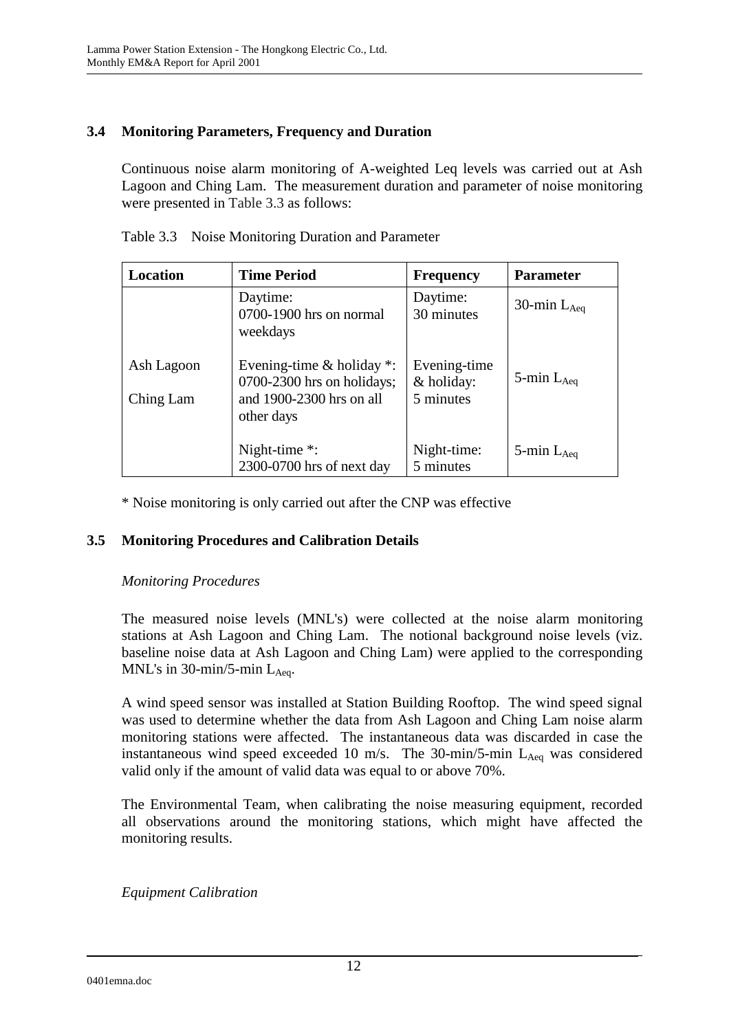### 3.4 Monitoring Parameters, Frequency and Duration

Continuous noise alarm monitoring of A-weighted Leq levels was carried out at Ash Lagoon and Ching Lam. The measurement duration and parameter of noise monitoring were presented in Table 3.3 as follows:

Table 3.3 Noise Monitoring Duration and Parameter

| Location | Time Period | Frequency | Parameter |
|---|---|---|---|
| Ash Lagoon<br>Ching Lam | Daytime:<br>0700-1900 hrs on normal weekdays | Daytime:<br>30 minutes | 30-min $L_{Aeq}$ |
| | Evening-time & holiday *:<br>0700-2300 hrs on holidays; and 1900-2300 hrs on all other days | Evening-time & holiday:<br>5 minutes | 5-min $L_{Aeq}$ |
| | Night-time *:<br>2300-0700 hrs of next day | Night-time:<br>5 minutes | 5-min $L_{Aeq}$ |

* Noise monitoring is only carried out after the CNP was effective

### 3.5 Monitoring Procedures and Calibration Details

*Monitoring Procedures*

The measured noise levels (MNL's) were collected at the noise alarm monitoring stations at Ash Lagoon and Ching Lam. The notional background noise levels (viz. baseline noise data at Ash Lagoon and Ching Lam) were applied to the corresponding MNL's in 30-min/5-min $L_{Aeq}$.

A wind speed sensor was installed at Station Building Rooftop. The wind speed signal was used to determine whether the data from Ash Lagoon and Ching Lam noise alarm monitoring stations were affected. The instantaneous data was discarded in case the instantaneous wind speed exceeded 10 m/s. The 30-min/5-min $L_{Aeq}$ was considered valid only if the amount of valid data was equal to or above 70%.

The Environmental Team, when calibrating the noise measuring equipment, recorded all observations around the monitoring stations, which might have affected the monitoring results.

*Equipment Calibration*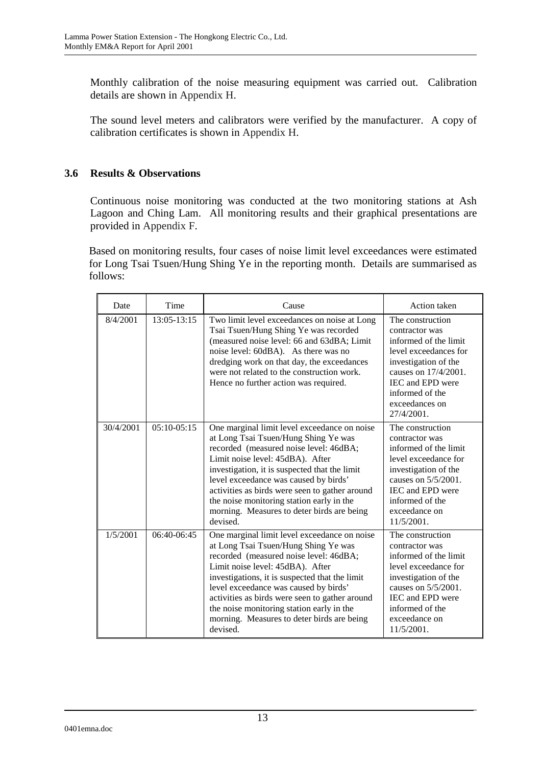Monthly calibration of the noise measuring equipment was carried out. Calibration details are shown in Appendix H.

The sound level meters and calibrators were verified by the manufacturer. A copy of calibration certificates is shown in Appendix H.

### 3.6 Results & Observations

Continuous noise monitoring was conducted at the two monitoring stations at Ash Lagoon and Ching Lam. All monitoring results and their graphical presentations are provided in Appendix F.

Based on monitoring results, four cases of noise limit level exceedances were estimated for Long Tsai Tsuen/Hung Shing Ye in the reporting month. Details are summarised as follows:

| Date | Time | Cause | Action taken |
|---|---|---|---|
| 8/4/2001 | 13:05-13:15 | Two limit level exceedances on noise at Long Tsai Tsuen/Hung Shing Ye was recorded (measured noise level: 66 and 63dBA; Limit noise level: 60dBA). As there was no dredging work on that day, the exceedances were not related to the construction work. Hence no further action was required. | The construction contractor was informed of the limit level exceedances for investigation of the causes on 17/4/2001. IEC and EPD were informed of the exceedances on 27/4/2001. |
| 30/4/2001 | 05:10-05:15 | One marginal limit level exceedance on noise at Long Tsai Tsuen/Hung Shing Ye was recorded (measured noise level: 46dBA; Limit noise level: 45dBA). After investigation, it is suspected that the limit level exceedance was caused by birds' activities as birds were seen to gather around the noise monitoring station early in the morning. Measures to deter birds are being devised. | The construction contractor was informed of the limit level exceedance for investigation of the causes on 5/5/2001. IEC and EPD were informed of the exceedance on 11/5/2001. |
| 1/5/2001 | 06:40-06:45 | One marginal limit level exceedance on noise at Long Tsai Tsuen/Hung Shing Ye was recorded (measured noise level: 46dBA; Limit noise level: 45dBA). After investigations, it is suspected that the limit level exceedance was caused by birds' activities as birds were seen to gather around the noise monitoring station early in the morning. Measures to deter birds are being devised. | The construction contractor was informed of the limit level exceedance for investigation of the causes on 5/5/2001. IEC and EPD were informed of the exceedance on 11/5/2001. |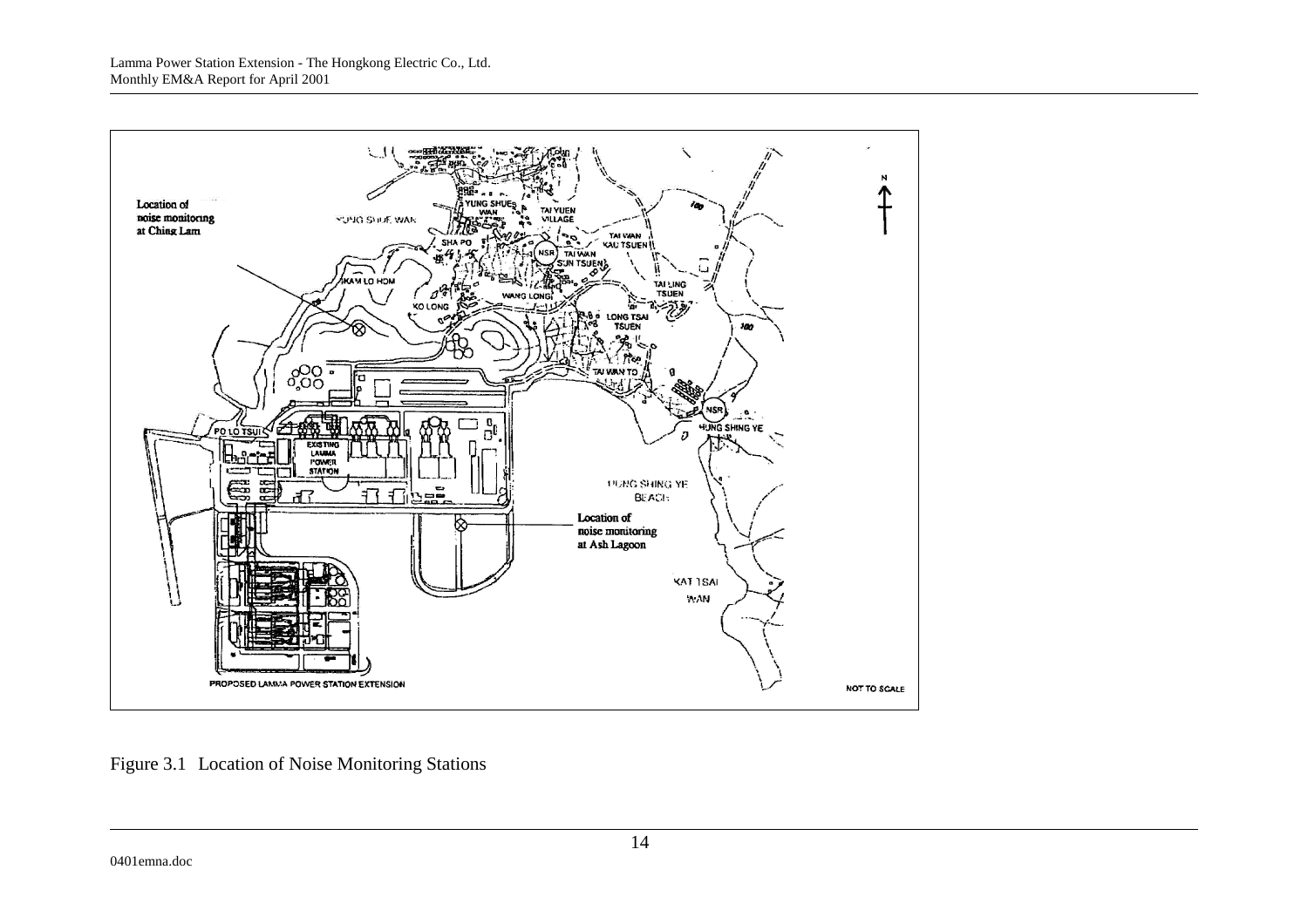Figure 3.1 Location of Noise Monitoring Stations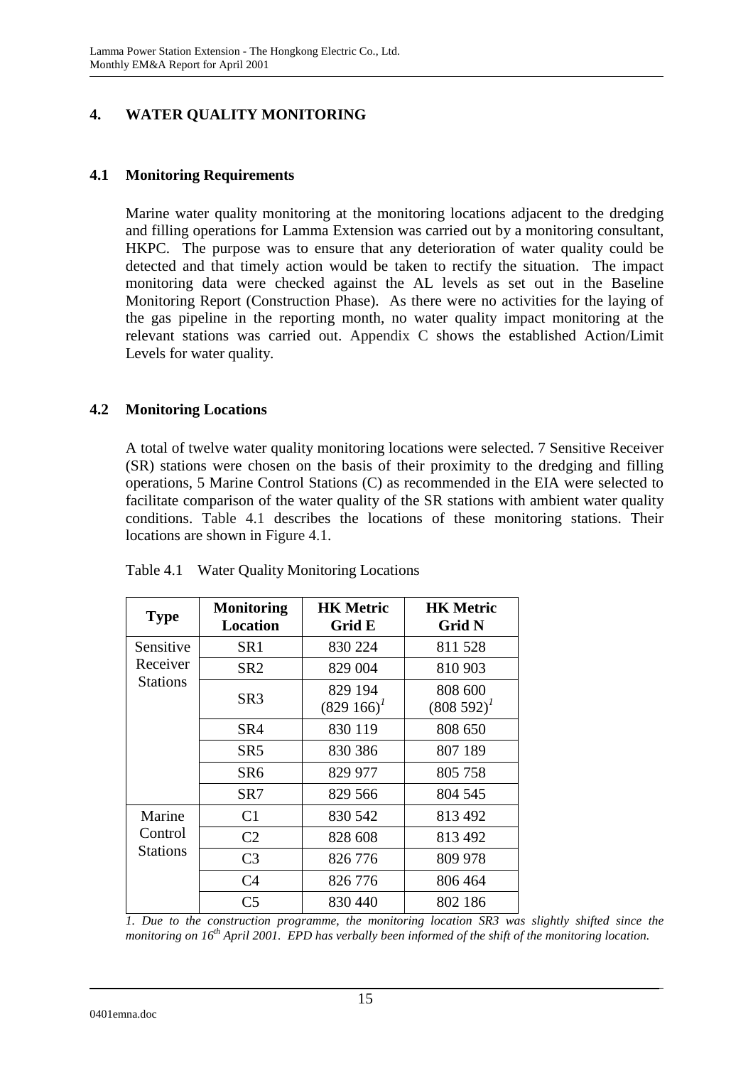# 4. WATER QUALITY MONITORING

## 4.1 Monitoring Requirements

Marine water quality monitoring at the monitoring locations adjacent to the dredging and filling operations for Lamma Extension was carried out by a monitoring consultant, HKPC. The purpose was to ensure that any deterioration of water quality could be detected and that timely action would be taken to rectify the situation. The impact monitoring data were checked against the AL levels as set out in the Baseline Monitoring Report (Construction Phase). As there were no activities for the laying of the gas pipeline in the reporting month, no water quality impact monitoring at the relevant stations was carried out. Appendix C shows the established Action/Limit Levels for water quality.

## 4.2 Monitoring Locations

A total of twelve water quality monitoring locations were selected. 7 Sensitive Receiver (SR) stations were chosen on the basis of their proximity to the dredging and filling operations, 5 Marine Control Stations (C) as recommended in the EIA were selected to facilitate comparison of the water quality of the SR stations with ambient water quality conditions. Table 4.1 describes the locations of these monitoring stations. Their locations are shown in Figure 4.1.

Table 4.1 Water Quality Monitoring Locations

| Type | Monitoring Location | HK Metric Grid E | HK Metric Grid N |
|---|---|---|---|
| Sensitive Receiver Stations | SR1 | 830 224 | 811 528 |
| | SR2 | 829 004 | 810 903 |
| | SR3 | 829 194 (829 166)[1] | 808 600 (808 592)[1] |
| | SR4 | 830 119 | 808 650 |
| | SR5 | 830 386 | 807 189 |
| | SR6 | 829 977 | 805 758 |
| | SR7 | 829 566 | 804 545 |
| Marine Control Stations | C1 | 830 542 | 813 492 |
| | C2 | 828 608 | 813 492 |
| | C3 | 826 776 | 809 978 |
| | C4 | 826 776 | 806 464 |
| | C5 | 830 440 | 802 186 |

*1. Due to the construction programme, the monitoring location SR3 was slightly shifted since the monitoring on 16th April 2001. EPD has verbally been informed of the shift of the monitoring location.*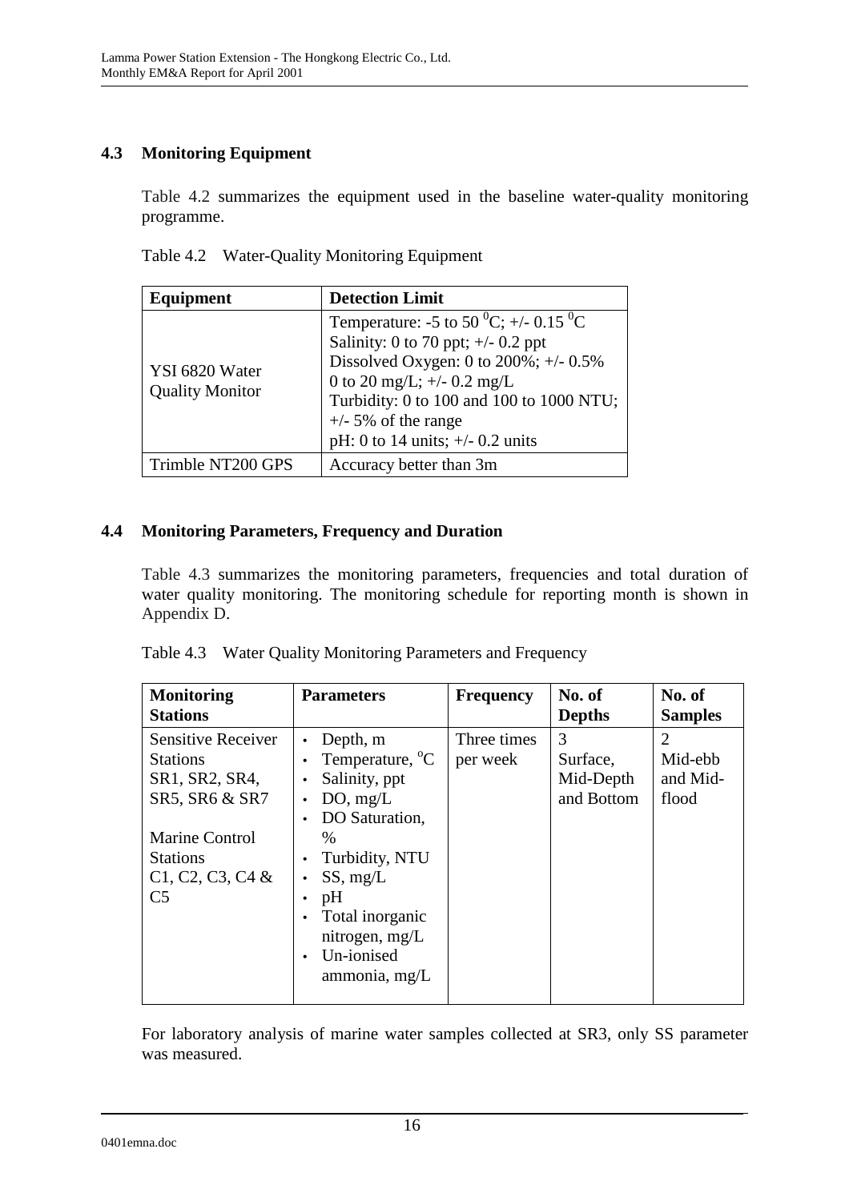## 4.3 Monitoring Equipment

Table 4.2 summarizes the equipment used in the baseline water-quality monitoring programme.

Table 4.2 Water-Quality Monitoring Equipment

| Equipment | Detection Limit |
| --- | --- |
| YSI 6820 Water Quality Monitor | Temperature: -5 to 50 $^{0}$C; +/- 0.15 $^{0}$C<br>Salinity: 0 to 70 ppt; +/- 0.2 ppt<br>Dissolved Oxygen: 0 to 200%; +/- 0.5%<br>0 to 20 mg/L; +/- 0.2 mg/L<br>Turbidity: 0 to 100 and 100 to 1000 NTU; +/- 5% of the range<br>pH: 0 to 14 units; +/- 0.2 units |
| Trimble NT200 GPS | Accuracy better than 3m |

## 4.4 Monitoring Parameters, Frequency and Duration

Table 4.3 summarizes the monitoring parameters, frequencies and total duration of water quality monitoring. The monitoring schedule for reporting month is shown in Appendix D.

Table 4.3 Water Quality Monitoring Parameters and Frequency

| Monitoring Stations | Parameters | Frequency | No. of Depths | No. of Samples |
| --- | --- | --- | --- | --- |
| Sensitive Receiver Stations SR1, SR2, SR4, SR5, SR6 & SR7<br><br>Marine Control Stations C1, C2, C3, C4 & C5 | • Depth, m<br>• Temperature, $^{o}$C<br>• Salinity, ppt<br>• DO, mg/L<br>• DO Saturation, %<br>• Turbidity, NTU<br>• SS, mg/L<br>• pH<br>• Total inorganic nitrogen, mg/L<br>• Un-ionised ammonia, mg/L | Three times per week | 3<br>Surface, Mid-Depth and Bottom | 2<br>Mid-ebb and Mid-flood |

For laboratory analysis of marine water samples collected at SR3, only SS parameter was measured.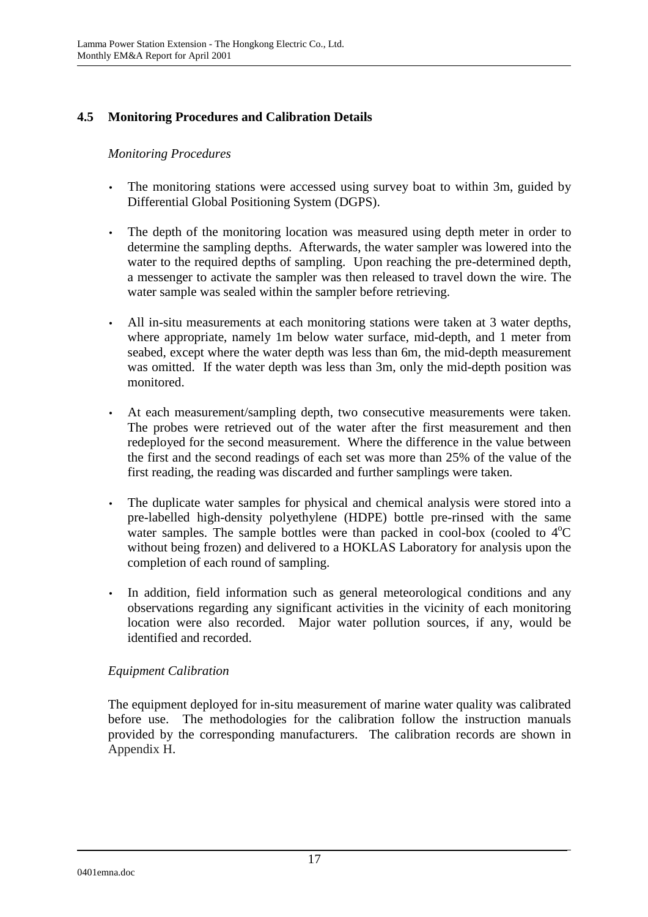## 4.5 Monitoring Procedures and Calibration Details

*Monitoring Procedures*

- The monitoring stations were accessed using survey boat to within 3m, guided by Differential Global Positioning System (DGPS).
- The depth of the monitoring location was measured using depth meter in order to determine the sampling depths. Afterwards, the water sampler was lowered into the water to the required depths of sampling. Upon reaching the pre-determined depth, a messenger to activate the sampler was then released to travel down the wire. The water sample was sealed within the sampler before retrieving.
- All in-situ measurements at each monitoring stations were taken at 3 water depths, where appropriate, namely 1m below water surface, mid-depth, and 1 meter from seabed, except where the water depth was less than 6m, the mid-depth measurement was omitted. If the water depth was less than 3m, only the mid-depth position was monitored.
- At each measurement/sampling depth, two consecutive measurements were taken. The probes were retrieved out of the water after the first measurement and then redeployed for the second measurement. Where the difference in the value between the first and the second readings of each set was more than 25% of the value of the first reading, the reading was discarded and further samplings were taken.
- The duplicate water samples for physical and chemical analysis were stored into a pre-labelled high-density polyethylene (HDPE) bottle pre-rinsed with the same water samples. The sample bottles were than packed in cool-box (cooled to $4^oC$ without being frozen) and delivered to a HOKLAS Laboratory for analysis upon the completion of each round of sampling.
- In addition, field information such as general meteorological conditions and any observations regarding any significant activities in the vicinity of each monitoring location were also recorded. Major water pollution sources, if any, would be identified and recorded.

*Equipment Calibration*

The equipment deployed for in-situ measurement of marine water quality was calibrated before use. The methodologies for the calibration follow the instruction manuals provided by the corresponding manufacturers. The calibration records are shown in Appendix H.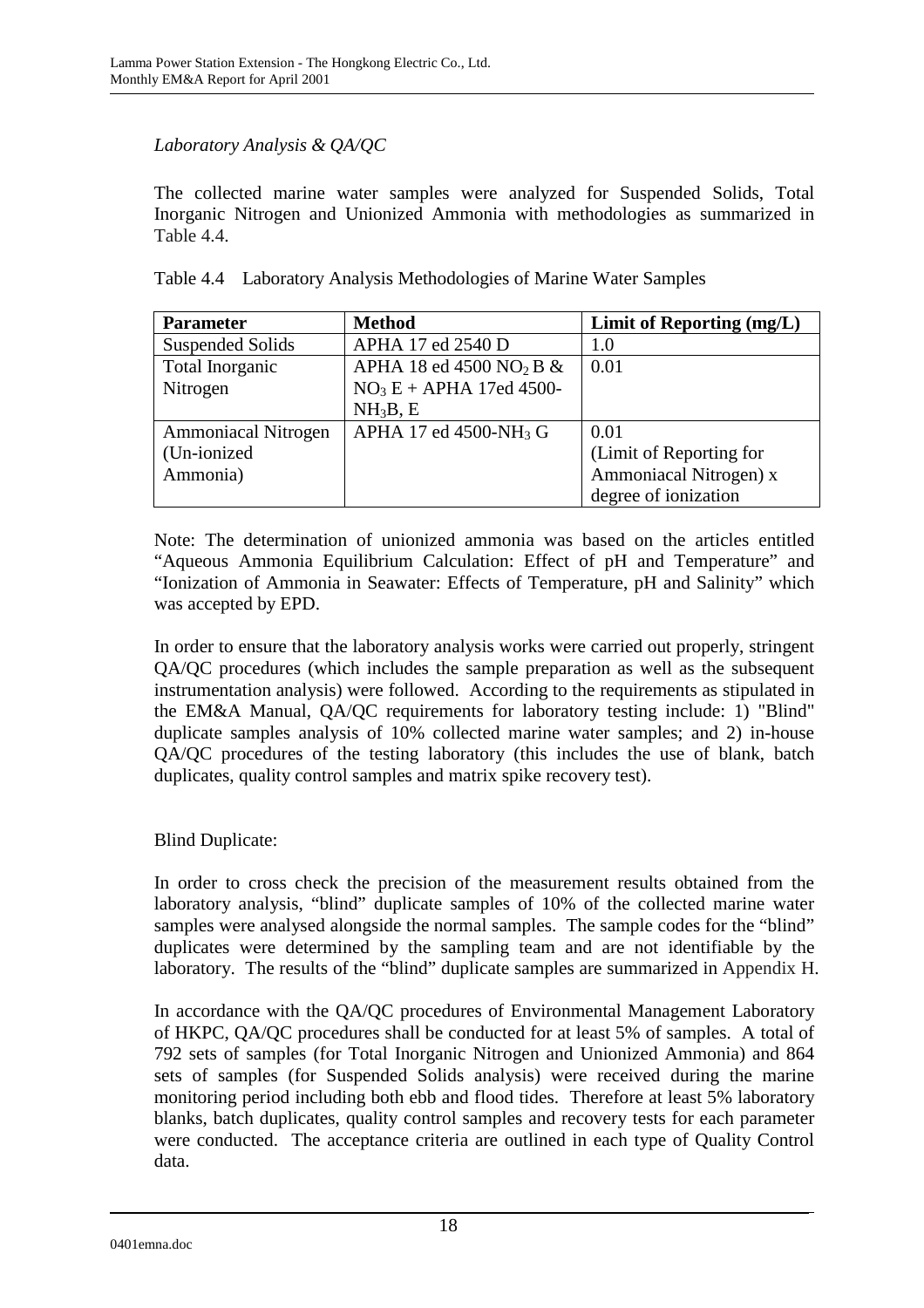*Laboratory Analysis & QA/QC*

The collected marine water samples were analyzed for Suspended Solids, Total Inorganic Nitrogen and Unionized Ammonia with methodologies as summarized in Table 4.4.

Table 4.4 Laboratory Analysis Methodologies of Marine Water Samples

| Parameter | Method | Limit of Reporting (mg/L) |
|---|---|---|
| Suspended Solids | APHA 17 ed 2540 D | 1.0 |
| Total Inorganic Nitrogen | APHA 18 ed 4500 $NO_2$ B & $NO_3$ E + APHA 17ed 4500-$NH_3$B, E | 0.01 |
| Ammoniacal Nitrogen (Un-ionized Ammonia) | APHA 17 ed 4500-$NH_3$ G | 0.01 (Limit of Reporting for Ammoniacal Nitrogen) x degree of ionization |

Note: The determination of unionized ammonia was based on the articles entitled "Aqueous Ammonia Equilibrium Calculation: Effect of pH and Temperature" and "Ionization of Ammonia in Seawater: Effects of Temperature, pH and Salinity" which was accepted by EPD.

In order to ensure that the laboratory analysis works were carried out properly, stringent QA/QC procedures (which includes the sample preparation as well as the subsequent instrumentation analysis) were followed. According to the requirements as stipulated in the EM&A Manual, QA/QC requirements for laboratory testing include: 1) "Blind" duplicate samples analysis of 10% collected marine water samples; and 2) in-house QA/QC procedures of the testing laboratory (this includes the use of blank, batch duplicates, quality control samples and matrix spike recovery test).

Blind Duplicate:

In order to cross check the precision of the measurement results obtained from the laboratory analysis, "blind" duplicate samples of 10% of the collected marine water samples were analysed alongside the normal samples. The sample codes for the "blind" duplicates were determined by the sampling team and are not identifiable by the laboratory. The results of the "blind" duplicate samples are summarized in Appendix H.

In accordance with the QA/QC procedures of Environmental Management Laboratory of HKPC, QA/QC procedures shall be conducted for at least 5% of samples. A total of 792 sets of samples (for Total Inorganic Nitrogen and Unionized Ammonia) and 864 sets of samples (for Suspended Solids analysis) were received during the marine monitoring period including both ebb and flood tides. Therefore at least 5% laboratory blanks, batch duplicates, quality control samples and recovery tests for each parameter were conducted. The acceptance criteria are outlined in each type of Quality Control data.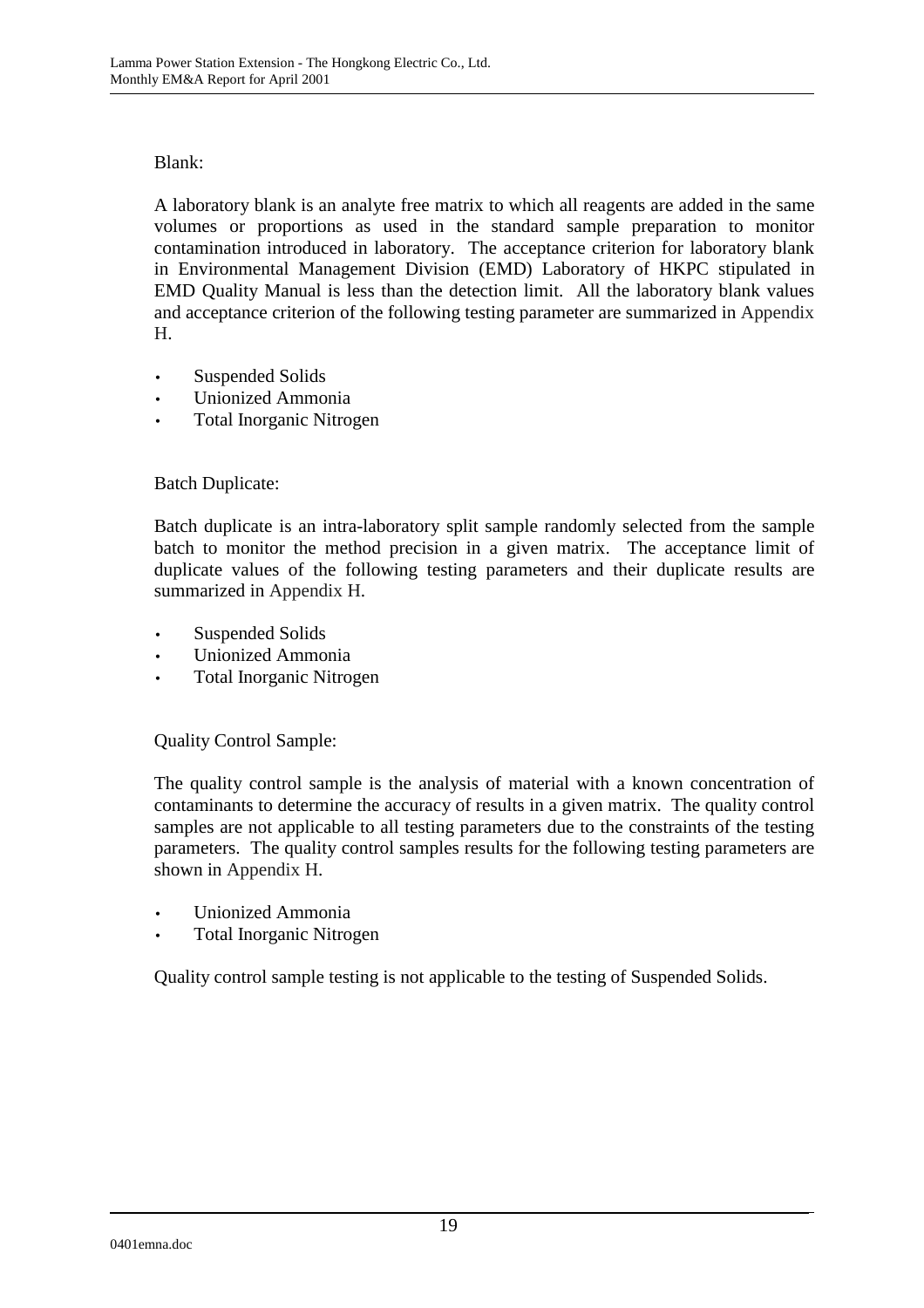Blank:

A laboratory blank is an analyte free matrix to which all reagents are added in the same volumes or proportions as used in the standard sample preparation to monitor contamination introduced in laboratory. The acceptance criterion for laboratory blank in Environmental Management Division (EMD) Laboratory of HKPC stipulated in EMD Quality Manual is less than the detection limit. All the laboratory blank values and acceptance criterion of the following testing parameter are summarized in Appendix H.

- Suspended Solids
- Unionized Ammonia
- Total Inorganic Nitrogen

Batch Duplicate:

Batch duplicate is an intra-laboratory split sample randomly selected from the sample batch to monitor the method precision in a given matrix. The acceptance limit of duplicate values of the following testing parameters and their duplicate results are summarized in Appendix H.

- Suspended Solids
- Unionized Ammonia
- Total Inorganic Nitrogen

Quality Control Sample:

The quality control sample is the analysis of material with a known concentration of contaminants to determine the accuracy of results in a given matrix. The quality control samples are not applicable to all testing parameters due to the constraints of the testing parameters. The quality control samples results for the following testing parameters are shown in Appendix H.

- Unionized Ammonia
- Total Inorganic Nitrogen

Quality control sample testing is not applicable to the testing of Suspended Solids.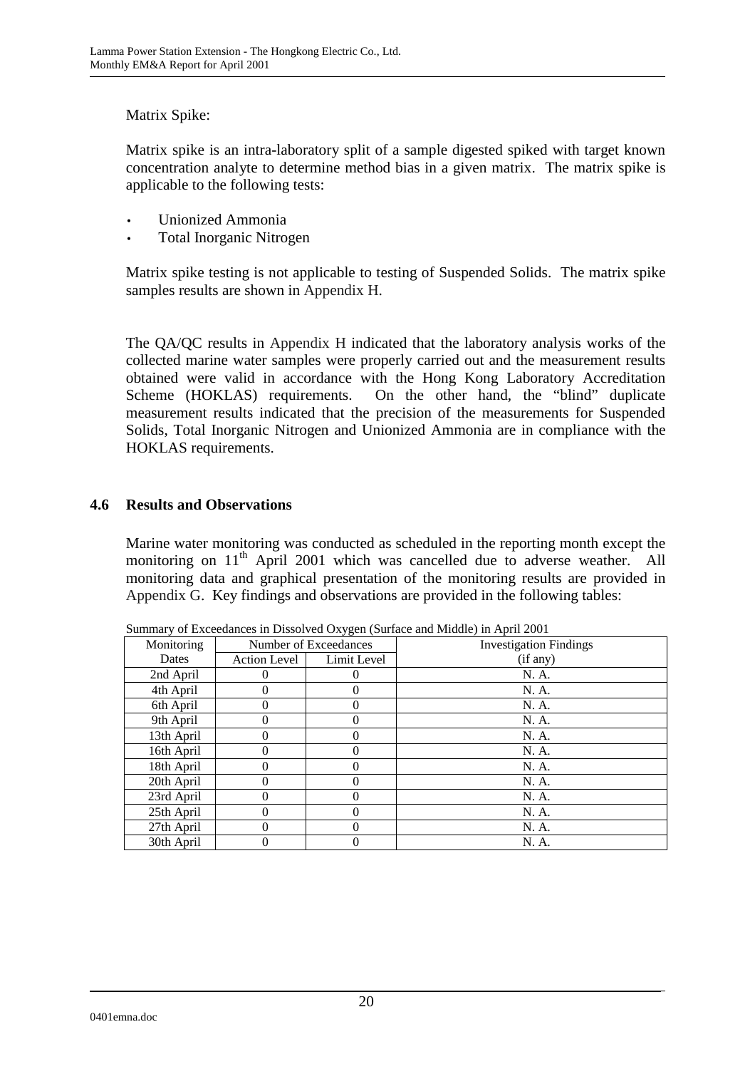Matrix Spike:

Matrix spike is an intra-laboratory split of a sample digested spiked with target known concentration analyte to determine method bias in a given matrix. The matrix spike is applicable to the following tests:

- Unionized Ammonia
- Total Inorganic Nitrogen

Matrix spike testing is not applicable to testing of Suspended Solids. The matrix spike samples results are shown in Appendix H.

The QA/QC results in Appendix H indicated that the laboratory analysis works of the collected marine water samples were properly carried out and the measurement results obtained were valid in accordance with the Hong Kong Laboratory Accreditation Scheme (HOKLAS) requirements. On the other hand, the "blind" duplicate measurement results indicated that the precision of the measurements for Suspended Solids, Total Inorganic Nitrogen and Unionized Ammonia are in compliance with the HOKLAS requirements.

## 4.6 Results and Observations

Marine water monitoring was conducted as scheduled in the reporting month except the monitoring on 11th April 2001 which was cancelled due to adverse weather. All monitoring data and graphical presentation of the monitoring results are provided in Appendix G. Key findings and observations are provided in the following tables:

Summary of Exceedances in Dissolved Oxygen (Surface and Middle) in April 2001

| Monitoring Dates | Number of Exceedances | | Investigation Findings (if any) |
|---|---|---|---|
| | Action Level | Limit Level | |
| 2nd April | 0 | 0 | N. A. |
| 4th April | 0 | 0 | N. A. |
| 6th April | 0 | 0 | N. A. |
| 9th April | 0 | 0 | N. A. |
| 13th April | 0 | 0 | N. A. |
| 16th April | 0 | 0 | N. A. |
| 18th April | 0 | 0 | N. A. |
| 20th April | 0 | 0 | N. A. |
| 23rd April | 0 | 0 | N. A. |
| 25th April | 0 | 0 | N. A. |
| 27th April | 0 | 0 | N. A. |
| 30th April | 0 | 0 | N. A. |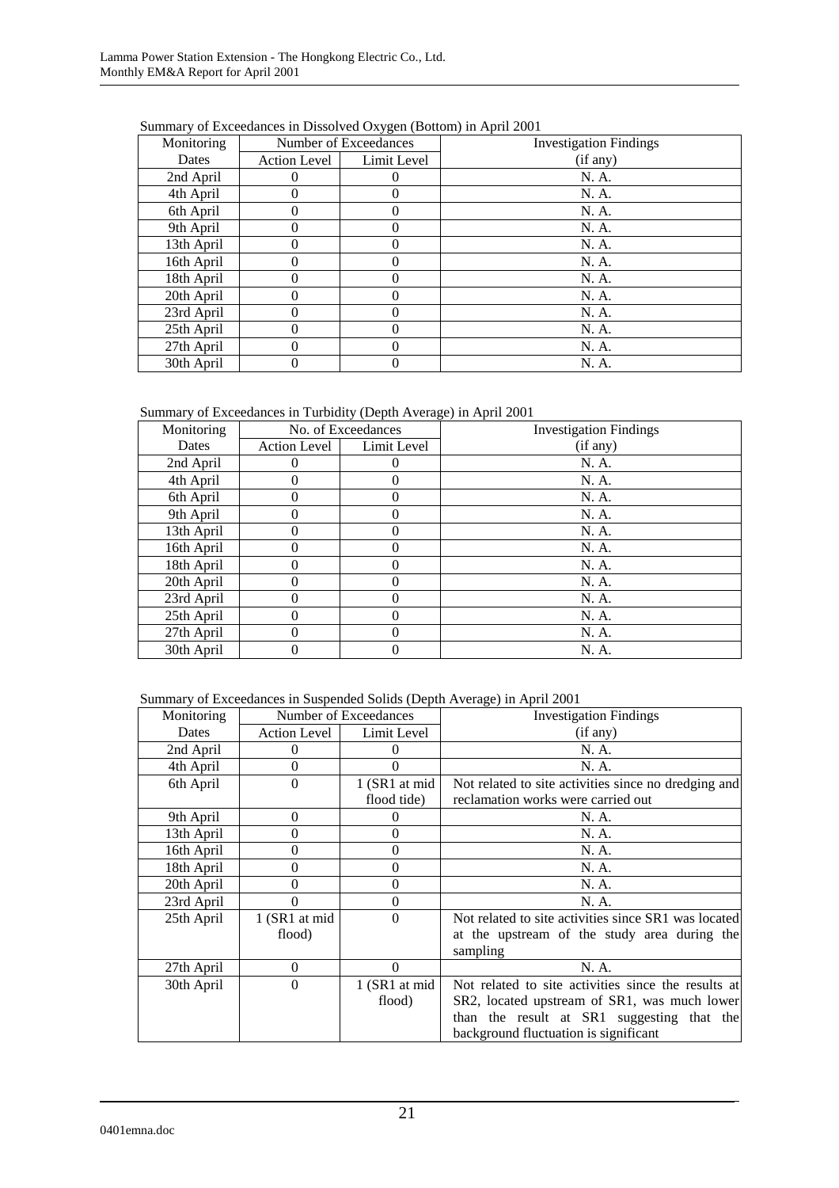Summary of Exceedances in Dissolved Oxygen (Bottom) in April 2001

| Monitoring Dates | Number of Exceedances | | Investigation Findings (if any) |
|---|---|---|---|
| | Action Level | Limit Level | |
| 2nd April | 0 | 0 | N. A. |
| 4th April | 0 | 0 | N. A. |
| 6th April | 0 | 0 | N. A. |
| 9th April | 0 | 0 | N. A. |
| 13th April | 0 | 0 | N. A. |
| 16th April | 0 | 0 | N. A. |
| 18th April | 0 | 0 | N. A. |
| 20th April | 0 | 0 | N. A. |
| 23rd April | 0 | 0 | N. A. |
| 25th April | 0 | 0 | N. A. |
| 27th April | 0 | 0 | N. A. |
| 30th April | 0 | 0 | N. A. |

Summary of Exceedances in Turbidity (Depth Average) in April 2001

| Monitoring Dates | No. of Exceedances | | Investigation Findings (if any) |
|---|---|---|---|
| | Action Level | Limit Level | |
| 2nd April | 0 | 0 | N. A. |
| 4th April | 0 | 0 | N. A. |
| 6th April | 0 | 0 | N. A. |
| 9th April | 0 | 0 | N. A. |
| 13th April | 0 | 0 | N. A. |
| 16th April | 0 | 0 | N. A. |
| 18th April | 0 | 0 | N. A. |
| 20th April | 0 | 0 | N. A. |
| 23rd April | 0 | 0 | N. A. |
| 25th April | 0 | 0 | N. A. |
| 27th April | 0 | 0 | N. A. |
| 30th April | 0 | 0 | N. A. |

Summary of Exceedances in Suspended Solids (Depth Average) in April 2001

| Monitoring Dates | Number of Exceedances | | Investigation Findings (if any) |
|---|---|---|---|
| | Action Level | Limit Level | |
| 2nd April | 0 | 0 | N. A. |
| 4th April | 0 | 0 | N. A. |
| 6th April | 0 | 1 (SR1 at mid flood tide) | Not related to site activities since no dredging and reclamation works were carried out |
| 9th April | 0 | 0 | N. A. |
| 13th April | 0 | 0 | N. A. |
| 16th April | 0 | 0 | N. A. |
| 18th April | 0 | 0 | N. A. |
| 20th April | 0 | 0 | N. A. |
| 23rd April | 0 | 0 | N. A. |
| 25th April | 1 (SR1 at mid flood) | 0 | Not related to site activities since SR1 was located at the upstream of the study area during the sampling |
| 27th April | 0 | 0 | N. A. |
| 30th April | 0 | 1 (SR1 at mid flood) | Not related to site activities since the results at SR2, located upstream of SR1, was much lower than the result at SR1 suggesting that the background fluctuation is significant |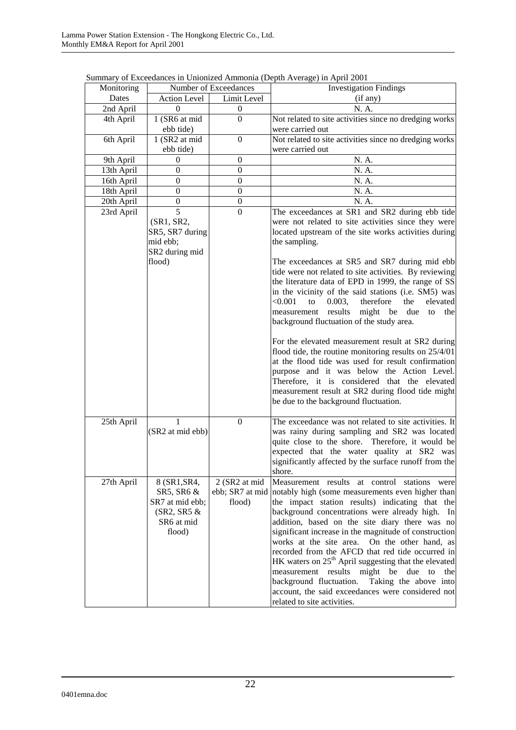Summary of Exceedances in Unionized Ammonia (Depth Average) in April 2001

| Monitoring Dates | Number of Exceedances | | Investigation Findings (if any) |
|---|---|---|---|
| | Action Level | Limit Level | |
| 2nd April | 0 | 0 | N. A. |
| 4th April | 1 (SR6 at mid ebb tide) | 0 | Not related to site activities since no dredging works were carried out |
| 6th April | 1 (SR2 at mid ebb tide) | 0 | Not related to site activities since no dredging works were carried out |
| 9th April | 0 | 0 | N. A. |
| 13th April | 0 | 0 | N. A. |
| 16th April | 0 | 0 | N. A. |
| 18th April | 0 | 0 | N. A. |
| 20th April | 0 | 0 | N. A. |
| 23rd April | 5 (SR1, SR2, SR5, SR7 during mid ebb; SR2 during mid flood) | 0 | The exceedances at SR1 and SR2 during ebb tide were not related to site activities since they were located upstream of the site works activities during the sampling.<br><br>The exceedances at SR5 and SR7 during mid ebb tide were not related to site activities. By reviewing the literature data of EPD in 1999, the range of SS in the vicinity of the said stations (i.e. SM5) was <0.001 to 0.003, therefore the elevated measurement results might be due to the background fluctuation of the study area.<br><br>For the elevated measurement result at SR2 during flood tide, the routine monitoring results on 25/4/01 at the flood tide was used for result confirmation purpose and it was below the Action Level. Therefore, it is considered that the elevated measurement result at SR2 during flood tide might be due to the background fluctuation. |
| 25th April | 1 (SR2 at mid ebb) | 0 | The exceedance was not related to site activities. It was rainy during sampling and SR2 was located quite close to the shore. Therefore, it would be expected that the water quality at SR2 was significantly affected by the surface runoff from the shore. |
| 27th April | 8 (SR1, SR4, SR5, SR6 & SR7 at mid ebb; (SR2, SR5 & SR6 at mid flood) | 2 (SR2 at mid ebb; SR7 at mid flood) | Measurement results at control stations were notably high (some measurements even higher than the impact station results) indicating that the background concentrations were already high. In addition, based on the site diary there was no significant increase in the magnitude of construction works at the site area. On the other hand, as recorded from the AFCD that red tide occurred in HK waters on 25th April suggesting that the elevated measurement results might be due to the background fluctuation. Taking the above into account, the said exceedances were considered not related to site activities. |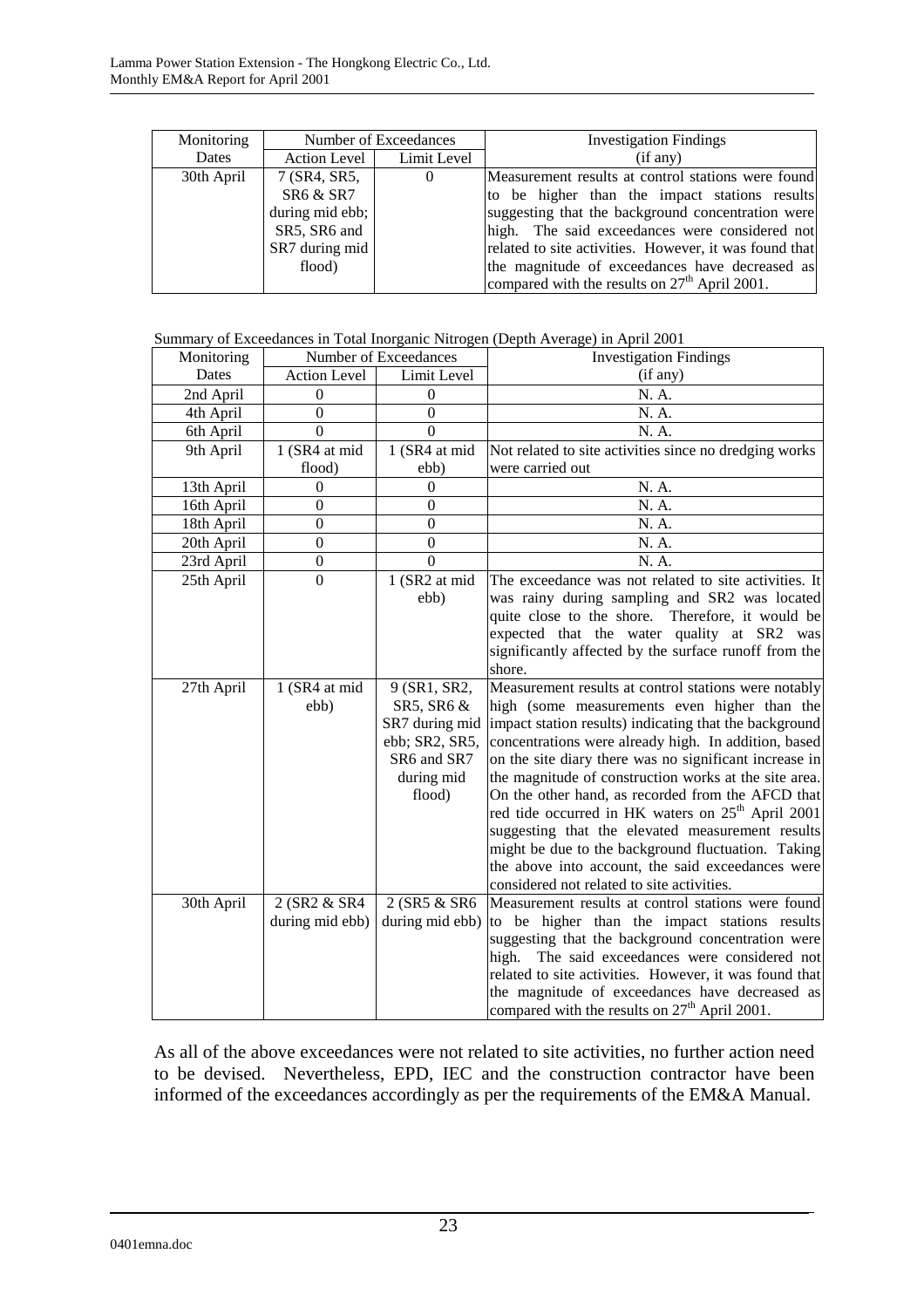| Monitoring Dates | Number of Exceedances | | Investigation Findings (if any) |
|---|---|---|---|
| | Action Level | Limit Level | |
| 30th April | 7 (SR4, SR5, SR6 & SR7 during mid ebb; SR5, SR6 and SR7 during mid flood) | 0 | Measurement results at control stations were found to be higher than the impact stations results suggesting that the background concentration were high. The said exceedances were considered not related to site activities. However, it was found that the magnitude of exceedances have decreased as compared with the results on 27th April 2001. |

Summary of Exceedances in Total Inorganic Nitrogen (Depth Average) in April 2001

| Monitoring Dates | Number of Exceedances | | Investigation Findings (if any) |
|---|---|---|---|
| | Action Level | Limit Level | |
| 2nd April | 0 | 0 | N. A. |
| 4th April | 0 | 0 | N. A. |
| 6th April | 0 | 0 | N. A. |
| 9th April | 1 (SR4 at mid flood) | 1 (SR4 at mid ebb) | Not related to site activities since no dredging works were carried out |
| 13th April | 0 | 0 | N. A. |
| 16th April | 0 | 0 | N. A. |
| 18th April | 0 | 0 | N. A. |
| 20th April | 0 | 0 | N. A. |
| 23rd April | 0 | 0 | N. A. |
| 25th April | 0 | 1 (SR2 at mid ebb) | The exceedance was not related to site activities. It was rainy during sampling and SR2 was located quite close to the shore. Therefore, it would be expected that the water quality at SR2 was significantly affected by the surface runoff from the shore. |
| 27th April | 1 (SR4 at mid ebb) | 9 (SR1, SR2, SR5, SR6 & SR7 during mid ebb; SR2, SR5, SR6 and SR7 during mid flood) | Measurement results at control stations were notably high (some measurements even higher than the impact station results) indicating that the background concentrations were already high. In addition, based on the site diary there was no significant increase in the magnitude of construction works at the site area. On the other hand, as recorded from the AFCD that red tide occurred in HK waters on 25th April 2001 suggesting that the elevated measurement results might be due to the background fluctuation. Taking the above into account, the said exceedances were considered not related to site activities. |
| 30th April | 2 (SR2 & SR4 during mid ebb) | 2 (SR5 & SR6 during mid ebb) | Measurement results at control stations were found to be higher than the impact stations results suggesting that the background concentration were high. The said exceedances were considered not related to site activities. However, it was found that the magnitude of exceedances have decreased as compared with the results on 27th April 2001. |

As all of the above exceedances were not related to site activities, no further action need to be devised. Nevertheless, EPD, IEC and the construction contractor have been informed of the exceedances accordingly as per the requirements of the EM&A Manual.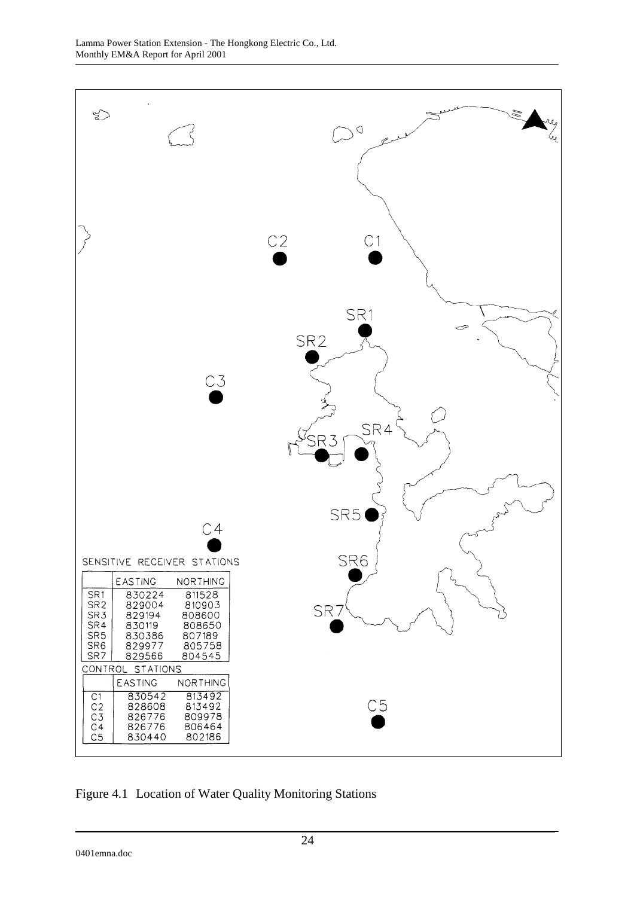SENSITIVE RECEIVER STATIONS

| | EASTING | NORTHING |
|---|---|---|
| SR1 | 830224 | 811528 |
| SR2 | 829004 | 810903 |
| SR3 | 829194 | 808600 |
| SR4 | 830119 | 808650 |
| SR5 | 830386 | 807189 |
| SR6 | 829977 | 805758 |
| SR7 | 829566 | 804545 |

CONTROL STATIONS

| | EASTING | NORTHING |
|---|---|---|
| C1 | 830542 | 813492 |
| C2 | 828608 | 813492 |
| C3 | 826776 | 809978 |
| C4 | 826776 | 806464 |
| C5 | 830440 | 802186 |

Figure 4.1 Location of Water Quality Monitoring Stations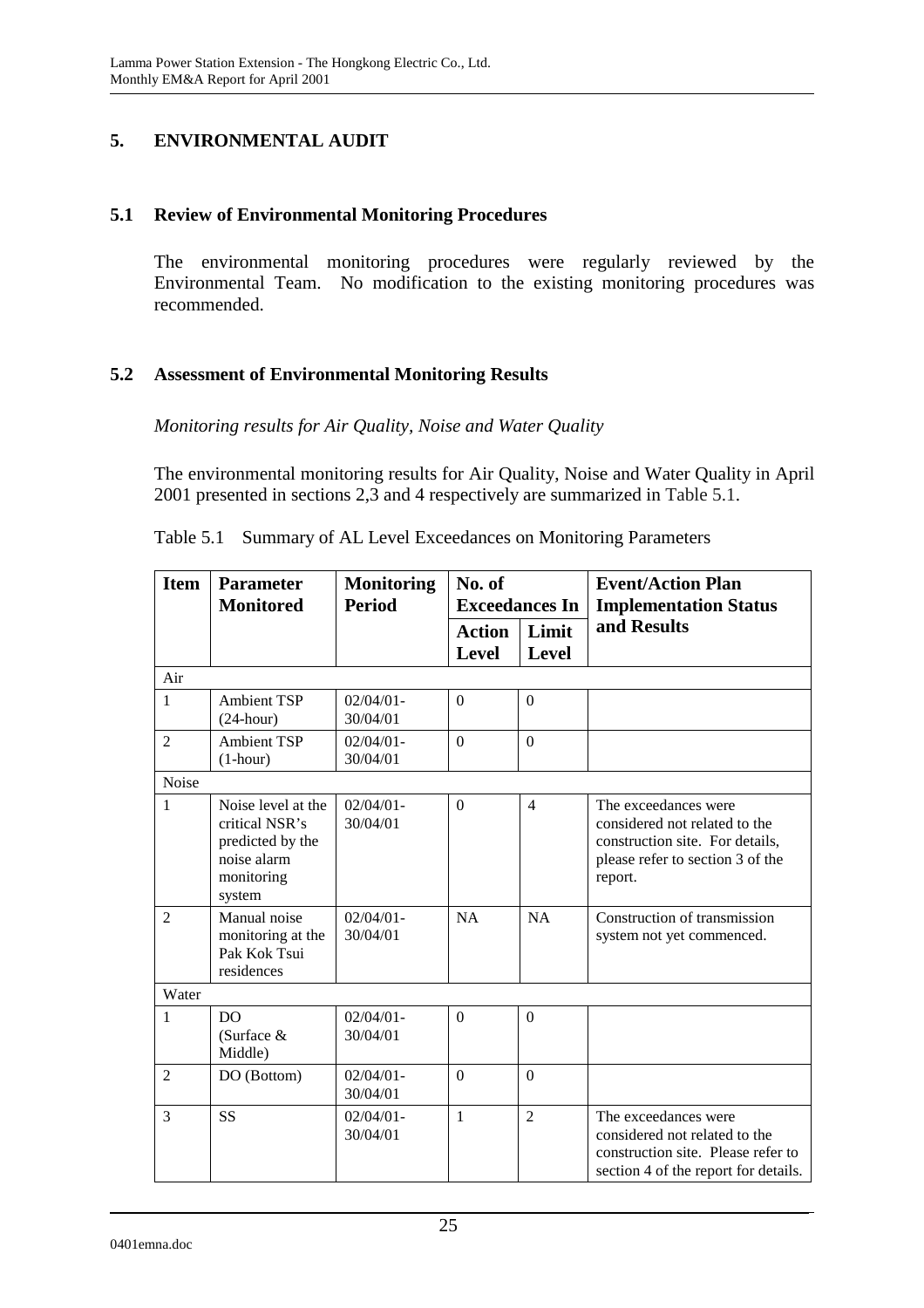## 5. ENVIRONMENTAL AUDIT

### 5.1 Review of Environmental Monitoring Procedures

The environmental monitoring procedures were regularly reviewed by the Environmental Team. No modification to the existing monitoring procedures was recommended.

### 5.2 Assessment of Environmental Monitoring Results

*Monitoring results for Air Quality, Noise and Water Quality*

The environmental monitoring results for Air Quality, Noise and Water Quality in April 2001 presented in sections 2,3 and 4 respectively are summarized in Table 5.1.

Table 5.1 Summary of AL Level Exceedances on Monitoring Parameters

| Item | Parameter Monitored | Monitoring Period | No. of Exceedances In | | Event/Action Plan Implementation Status and Results |
|---|---|---|---|---|---|
| | | | Action Level | Limit Level | |
| Air | | | | | |
| 1 | Ambient TSP (24-hour) | 02/04/01-30/04/01 | 0 | 0 | |
| 2 | Ambient TSP (1-hour) | 02/04/01-30/04/01 | 0 | 0 | |
| Noise | | | | | |
| 1 | Noise level at the critical NSR's predicted by the noise alarm monitoring system | 02/04/01-30/04/01 | 0 | 4 | The exceedances were considered not related to the construction site. For details, please refer to section 3 of the report. |
| 2 | Manual noise monitoring at the Pak Kok Tsui residences | 02/04/01-30/04/01 | NA | NA | Construction of transmission system not yet commenced. |
| Water | | | | | |
| 1 | DO (Surface & Middle) | 02/04/01-30/04/01 | 0 | 0 | |
| 2 | DO (Bottom) | 02/04/01-30/04/01 | 0 | 0 | |
| 3 | SS | 02/04/01-30/04/01 | 1 | 2 | The exceedances were considered not related to the construction site. Please refer to section 4 of the report for details. |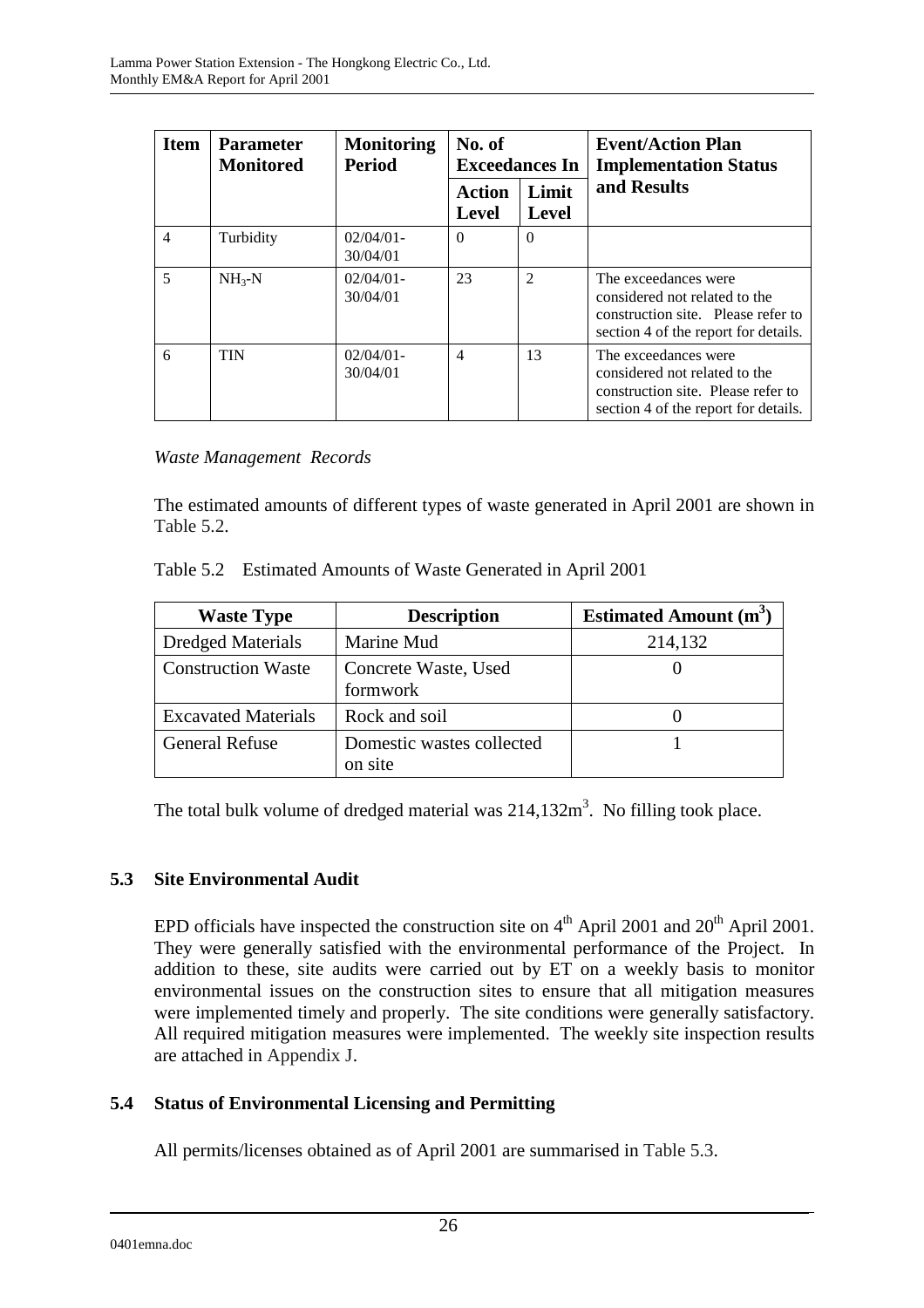| Item | Parameter Monitored | Monitoring Period | No. of Exceedances In | | Event/Action Plan Implementation Status and Results |
|---|---|---|---|---|---|
| | | | Action Level | Limit Level | |
| 4 | Turbidity | 02/04/01-30/04/01 | 0 | 0 | |
| 5 | $NH_3$-N | 02/04/01-30/04/01 | 23 | 2 | The exceedances were considered not related to the construction site. Please refer to section 4 of the report for details. |
| 6 | TIN | 02/04/01-30/04/01 | 4 | 13 | The exceedances were considered not related to the construction site. Please refer to section 4 of the report for details. |

*Waste Management Records*

The estimated amounts of different types of waste generated in April 2001 are shown in Table 5.2.

Table 5.2 Estimated Amounts of Waste Generated in April 2001

| Waste Type | Description | Estimated Amount ($m^3$) |
|---|---|---|
| Dredged Materials | Marine Mud | 214,132 |
| Construction Waste | Concrete Waste, Used formwork | 0 |
| Excavated Materials | Rock and soil | 0 |
| General Refuse | Domestic wastes collected on site | 1 |

The total bulk volume of dredged material was $214{,}132m^3$. No filling took place.

## 5.3 Site Environmental Audit

EPD officials have inspected the construction site on 4th April 2001 and 20th April 2001. They were generally satisfied with the environmental performance of the Project. In addition to these, site audits were carried out by ET on a weekly basis to monitor environmental issues on the construction sites to ensure that all mitigation measures were implemented timely and properly. The site conditions were generally satisfactory. All required mitigation measures were implemented. The weekly site inspection results are attached in Appendix J.

## 5.4 Status of Environmental Licensing and Permitting

All permits/licenses obtained as of April 2001 are summarised in Table 5.3.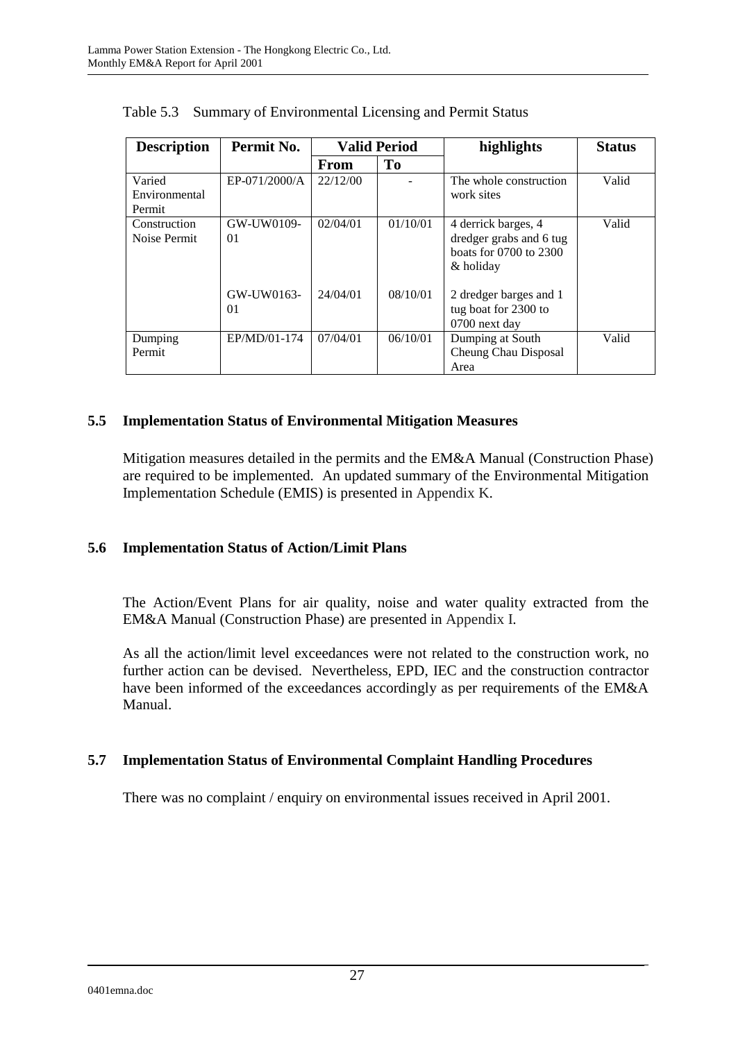Table 5.3 Summary of Environmental Licensing and Permit Status

| Description | Permit No. | Valid Period | | highlights | Status |
|---|---|---|---|---|---|
| | | From | To | | |
| Varied Environmental Permit | EP-071/2000/A | 22/12/00 | - | The whole construction work sites | Valid |
| Construction Noise Permit | GW-UW0109-01 | 02/04/01 | 01/10/01 | 4 derrick barges, 4 dredger grabs and 6 tug boats for 0700 to 2300 & holiday | Valid |
| | GW-UW0163-01 | 24/04/01 | 08/10/01 | 2 dredger barges and 1 tug boat for 2300 to 0700 next day | |
| Dumping Permit | EP/MD/01-174 | 07/04/01 | 06/10/01 | Dumping at South Cheung Chau Disposal Area | Valid |

## 5.5 Implementation Status of Environmental Mitigation Measures

Mitigation measures detailed in the permits and the EM&A Manual (Construction Phase) are required to be implemented. An updated summary of the Environmental Mitigation Implementation Schedule (EMIS) is presented in Appendix K.

## 5.6 Implementation Status of Action/Limit Plans

The Action/Event Plans for air quality, noise and water quality extracted from the EM&A Manual (Construction Phase) are presented in Appendix I.

As all the action/limit level exceedances were not related to the construction work, no further action can be devised. Nevertheless, EPD, IEC and the construction contractor have been informed of the exceedances accordingly as per requirements of the EM&A Manual.

## 5.7 Implementation Status of Environmental Complaint Handling Procedures

There was no complaint / enquiry on environmental issues received in April 2001.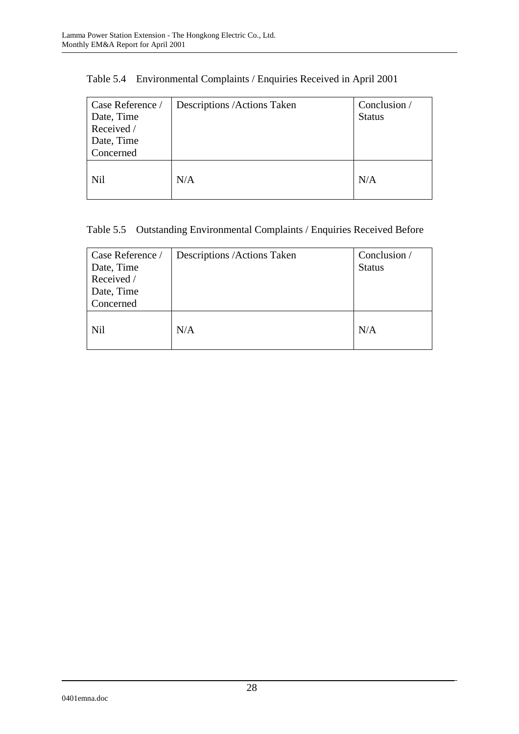Table 5.4 Environmental Complaints / Enquiries Received in April 2001

| Case Reference / Date, Time Received / Date, Time Concerned | Descriptions /Actions Taken | Conclusion / Status |
|---|---|---|
| Nil | N/A | N/A |

Table 5.5 Outstanding Environmental Complaints / Enquiries Received Before

| Case Reference / Date, Time Received / Date, Time Concerned | Descriptions /Actions Taken | Conclusion / Status |
|---|---|---|
| Nil | N/A | N/A |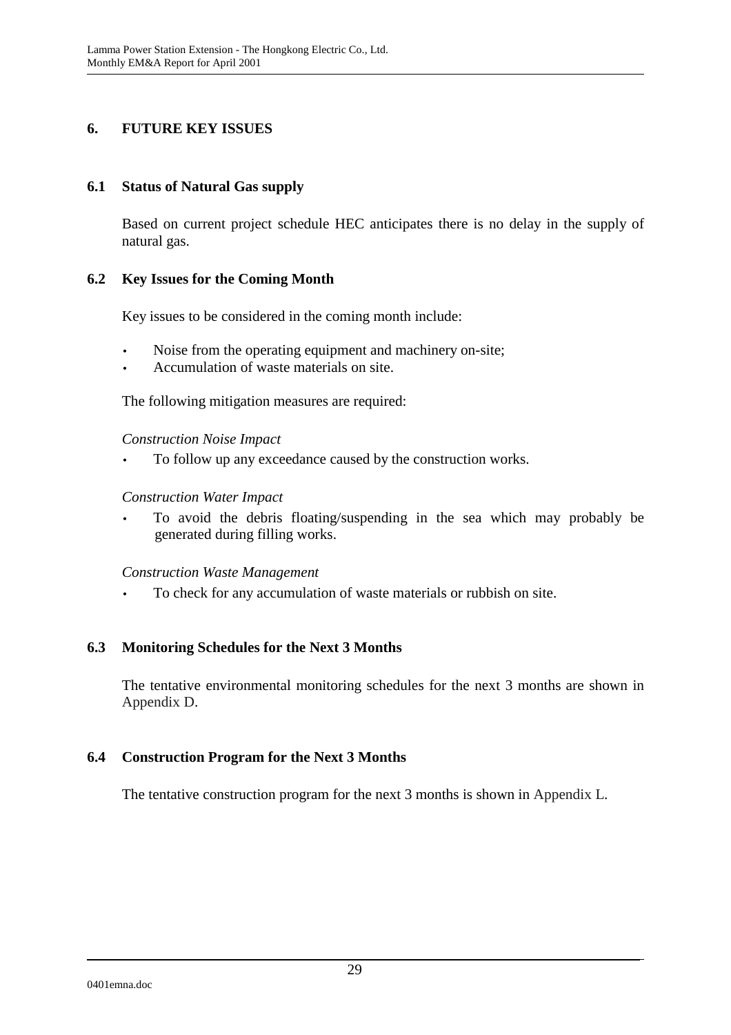# 6. FUTURE KEY ISSUES

## 6.1 Status of Natural Gas supply

Based on current project schedule HEC anticipates there is no delay in the supply of natural gas.

## 6.2 Key Issues for the Coming Month

Key issues to be considered in the coming month include:

- Noise from the operating equipment and machinery on-site;
- Accumulation of waste materials on site.

The following mitigation measures are required:

*Construction Noise Impact*

- To follow up any exceedance caused by the construction works.

*Construction Water Impact*

- To avoid the debris floating/suspending in the sea which may probably be generated during filling works.

*Construction Waste Management*

- To check for any accumulation of waste materials or rubbish on site.

## 6.3 Monitoring Schedules for the Next 3 Months

The tentative environmental monitoring schedules for the next 3 months are shown in Appendix D.

## 6.4 Construction Program for the Next 3 Months

The tentative construction program for the next 3 months is shown in Appendix L.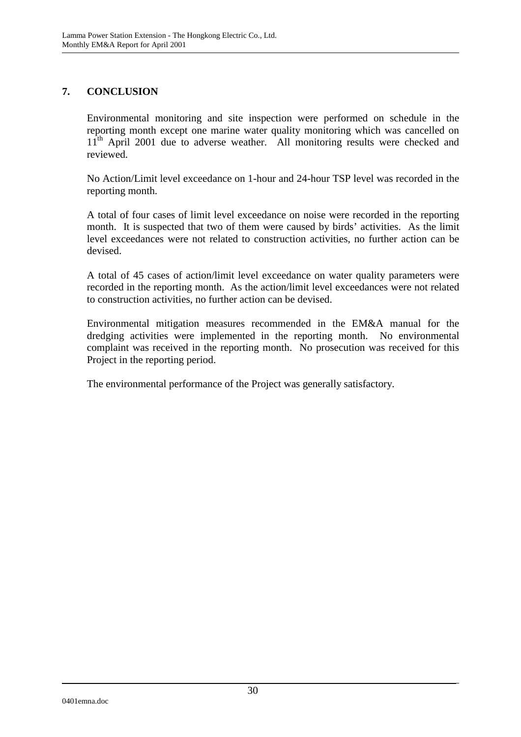## 7. CONCLUSION

Environmental monitoring and site inspection were performed on schedule in the reporting month except one marine water quality monitoring which was cancelled on 11th April 2001 due to adverse weather. All monitoring results were checked and reviewed.

No Action/Limit level exceedance on 1-hour and 24-hour TSP level was recorded in the reporting month.

A total of four cases of limit level exceedance on noise were recorded in the reporting month. It is suspected that two of them were caused by birds' activities. As the limit level exceedances were not related to construction activities, no further action can be devised.

A total of 45 cases of action/limit level exceedance on water quality parameters were recorded in the reporting month. As the action/limit level exceedances were not related to construction activities, no further action can be devised.

Environmental mitigation measures recommended in the EM&A manual for the dredging activities were implemented in the reporting month. No environmental complaint was received in the reporting month. No prosecution was received for this Project in the reporting period.

The environmental performance of the Project was generally satisfactory.